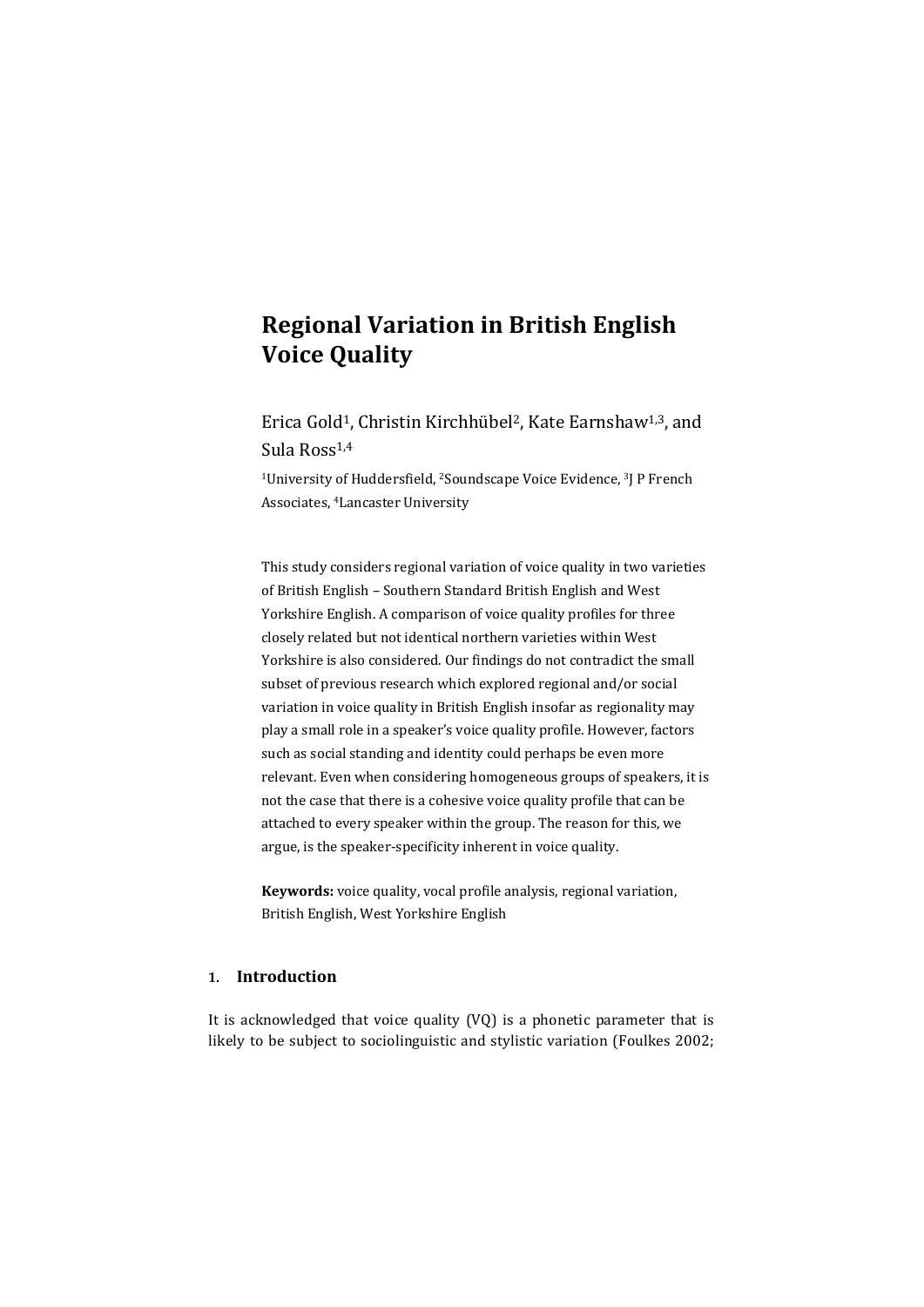# Regional Variation in British English Voice Quality

Erica Gold[1], Christin Kirchhübel[2], Kate Earnshaw[1,3], and Sula Ross[1,4]

[1]University of Huddersfield, [2]Soundscape Voice Evidence, [3]J P French Associates, [4]Lancaster University

This study considers regional variation of voice quality in two varieties of British English – Southern Standard British English and West Yorkshire English. A comparison of voice quality profiles for three closely related but not identical northern varieties within West Yorkshire is also considered. Our findings do not contradict the small subset of previous research which explored regional and/or social variation in voice quality in British English insofar as regionality may play a small role in a speaker's voice quality profile. However, factors such as social standing and identity could perhaps be even more relevant. Even when considering homogeneous groups of speakers, it is not the case that there is a cohesive voice quality profile that can be attached to every speaker within the group. The reason for this, we argue, is the speaker-specificity inherent in voice quality.

**Keywords:** voice quality, vocal profile analysis, regional variation, British English, West Yorkshire English

## 1. Introduction

It is acknowledged that voice quality (VQ) is a phonetic parameter that is likely to be subject to sociolinguistic and stylistic variation (Foulkes 2002;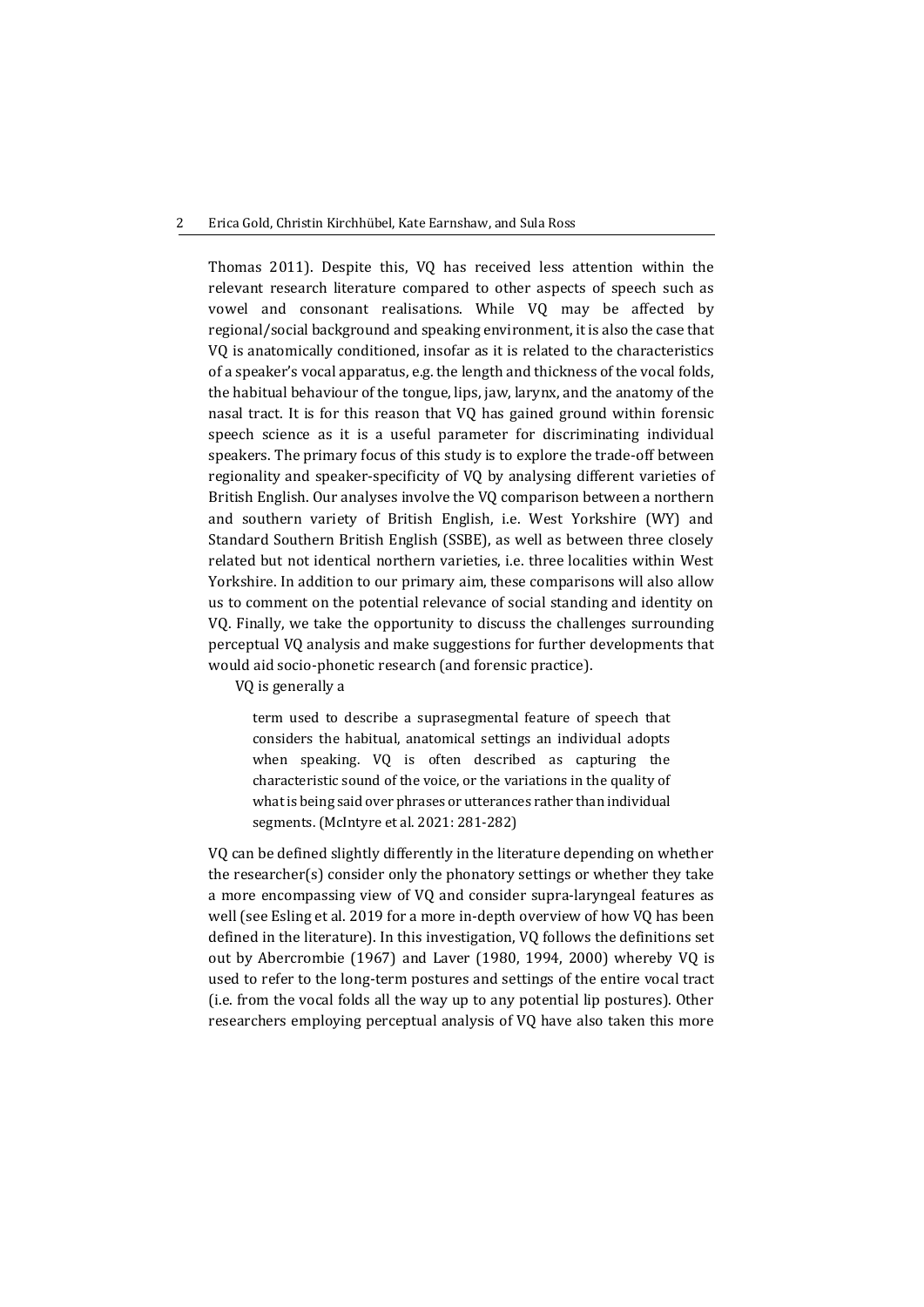Thomas 2011). Despite this, VQ has received less attention within the relevant research literature compared to other aspects of speech such as vowel and consonant realisations. While VQ may be affected by regional/social background and speaking environment, it is also the case that VQ is anatomically conditioned, insofar as it is related to the characteristics of a speaker's vocal apparatus, e.g. the length and thickness of the vocal folds, the habitual behaviour of the tongue, lips, jaw, larynx, and the anatomy of the nasal tract. It is for this reason that VQ has gained ground within forensic speech science as it is a useful parameter for discriminating individual speakers. The primary focus of this study is to explore the trade-off between regionality and speaker-specificity of VQ by analysing different varieties of British English. Our analyses involve the VQ comparison between a northern and southern variety of British English, i.e. West Yorkshire (WY) and Standard Southern British English (SSBE), as well as between three closely related but not identical northern varieties, i.e. three localities within West Yorkshire. In addition to our primary aim, these comparisons will also allow us to comment on the potential relevance of social standing and identity on VQ. Finally, we take the opportunity to discuss the challenges surrounding perceptual VQ analysis and make suggestions for further developments that would aid socio-phonetic research (and forensic practice).

VQ is generally a

> term used to describe a suprasegmental feature of speech that considers the habitual, anatomical settings an individual adopts when speaking. VQ is often described as capturing the characteristic sound of the voice, or the variations in the quality of what is being said over phrases or utterances rather than individual segments. (McIntyre et al. 2021: 281-282)

VQ can be defined slightly differently in the literature depending on whether the researcher(s) consider only the phonatory settings or whether they take a more encompassing view of VQ and consider supra-laryngeal features as well (see Esling et al. 2019 for a more in-depth overview of how VQ has been defined in the literature). In this investigation, VQ follows the definitions set out by Abercrombie (1967) and Laver (1980, 1994, 2000) whereby VQ is used to refer to the long-term postures and settings of the entire vocal tract (i.e. from the vocal folds all the way up to any potential lip postures). Other researchers employing perceptual analysis of VQ have also taken this more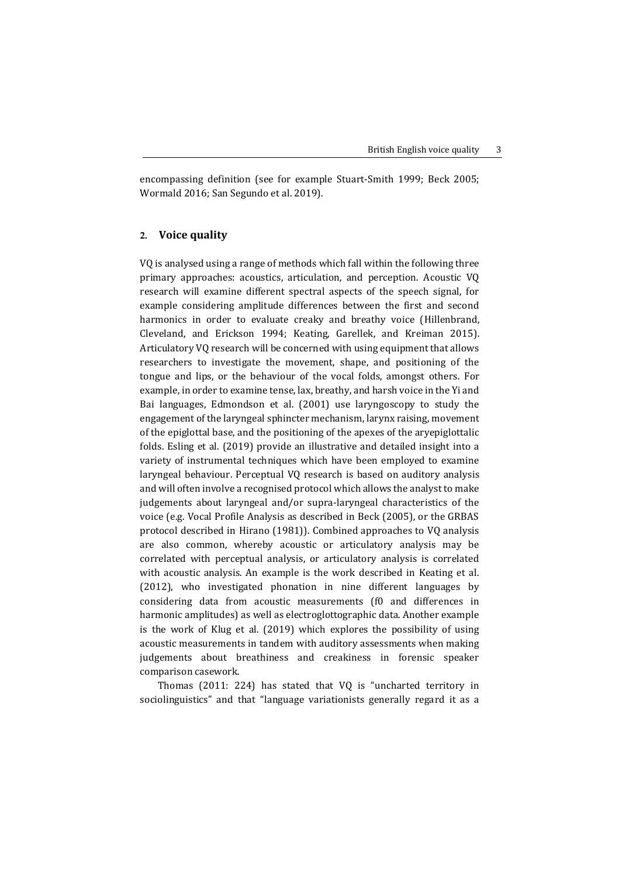encompassing definition (see for example Stuart-Smith 1999; Beck 2005; Wormald 2016; San Segundo et al. 2019).

## 2. Voice quality

VQ is analysed using a range of methods which fall within the following three primary approaches: acoustics, articulation, and perception. Acoustic VQ research will examine different spectral aspects of the speech signal, for example considering amplitude differences between the first and second harmonics in order to evaluate creaky and breathy voice (Hillenbrand, Cleveland, and Erickson 1994; Keating, Garellek, and Kreiman 2015). Articulatory VQ research will be concerned with using equipment that allows researchers to investigate the movement, shape, and positioning of the tongue and lips, or the behaviour of the vocal folds, amongst others. For example, in order to examine tense, lax, breathy, and harsh voice in the Yi and Bai languages, Edmondson et al. (2001) use laryngoscopy to study the engagement of the laryngeal sphincter mechanism, larynx raising, movement of the epiglottal base, and the positioning of the apexes of the aryepiglottalic folds. Esling et al. (2019) provide an illustrative and detailed insight into a variety of instrumental techniques which have been employed to examine laryngeal behaviour. Perceptual VQ research is based on auditory analysis and will often involve a recognised protocol which allows the analyst to make judgements about laryngeal and/or supra-laryngeal characteristics of the voice (e.g. Vocal Profile Analysis as described in Beck (2005), or the GRBAS protocol described in Hirano (1981)). Combined approaches to VQ analysis are also common, whereby acoustic or articulatory analysis may be correlated with perceptual analysis, or articulatory analysis is correlated with acoustic analysis. An example is the work described in Keating et al. (2012), who investigated phonation in nine different languages by considering data from acoustic measurements (f0 and differences in harmonic amplitudes) as well as electroglottographic data. Another example is the work of Klug et al. (2019) which explores the possibility of using acoustic measurements in tandem with auditory assessments when making judgements about breathiness and creakiness in forensic speaker comparison casework.

Thomas (2011: 224) has stated that VQ is "uncharted territory in sociolinguistics" and that "language variationists generally regard it as a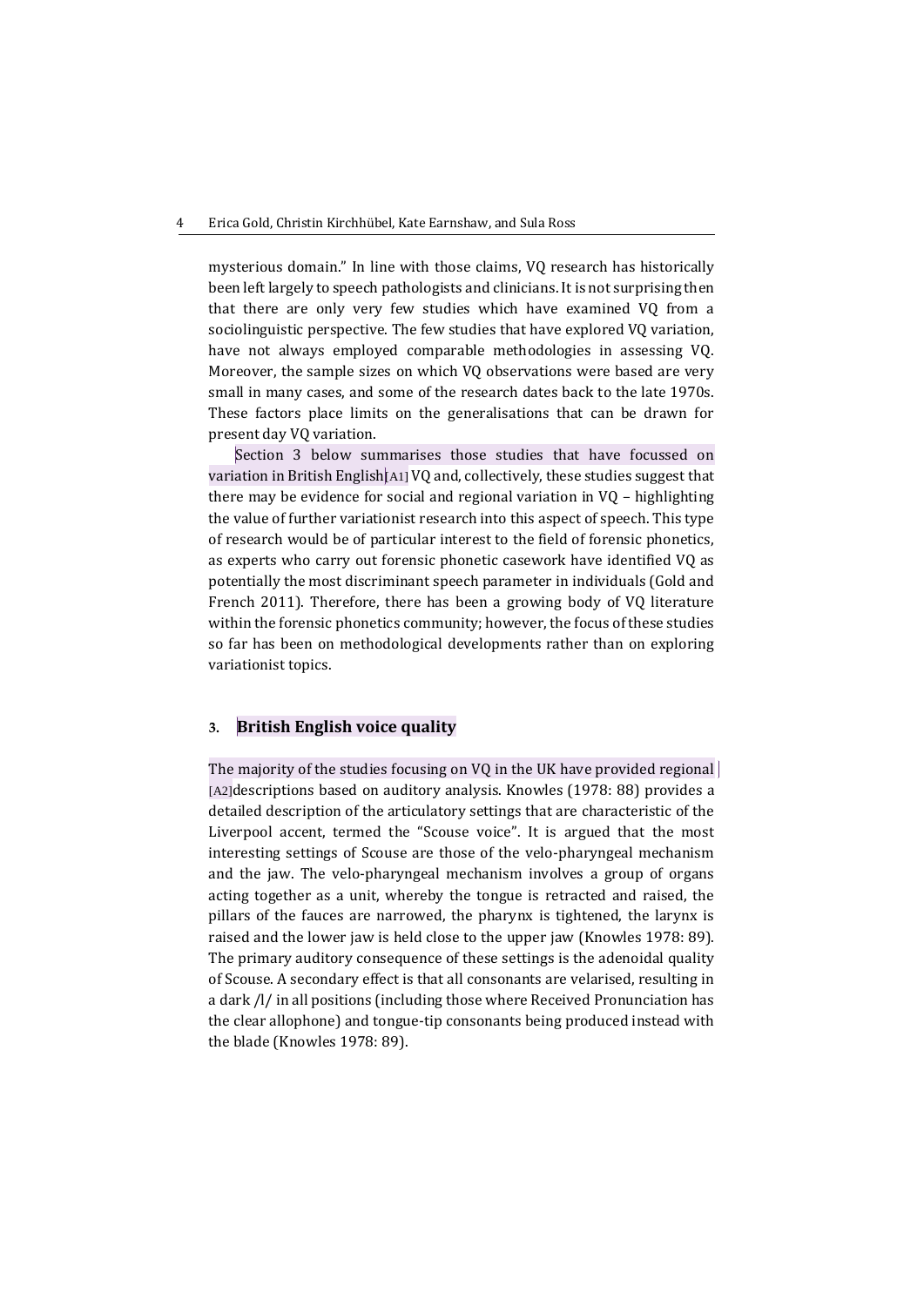mysterious domain." In line with those claims, VQ research has historically been left largely to speech pathologists and clinicians. It is not surprising then that there are only very few studies which have examined VQ from a sociolinguistic perspective. The few studies that have explored VQ variation, have not always employed comparable methodologies in assessing VQ. Moreover, the sample sizes on which VQ observations were based are very small in many cases, and some of the research dates back to the late 1970s. These factors place limits on the generalisations that can be drawn for present day VQ variation.

Section 3 below summarises those studies that have focussed on variation in British English[A1] VQ and, collectively, these studies suggest that there may be evidence for social and regional variation in VQ – highlighting the value of further variationist research into this aspect of speech. This type of research would be of particular interest to the field of forensic phonetics, as experts who carry out forensic phonetic casework have identified VQ as potentially the most discriminant speech parameter in individuals (Gold and French 2011). Therefore, there has been a growing body of VQ literature within the forensic phonetics community; however, the focus of these studies so far has been on methodological developments rather than on exploring variationist topics.

## 3. British English voice quality

The majority of the studies focusing on VQ in the UK have provided regional [A2]descriptions based on auditory analysis. Knowles (1978: 88) provides a detailed description of the articulatory settings that are characteristic of the Liverpool accent, termed the "Scouse voice". It is argued that the most interesting settings of Scouse are those of the velo-pharyngeal mechanism and the jaw. The velo-pharyngeal mechanism involves a group of organs acting together as a unit, whereby the tongue is retracted and raised, the pillars of the fauces are narrowed, the pharynx is tightened, the larynx is raised and the lower jaw is held close to the upper jaw (Knowles 1978: 89). The primary auditory consequence of these settings is the adenoidal quality of Scouse. A secondary effect is that all consonants are velarised, resulting in a dark /l/ in all positions (including those where Received Pronunciation has the clear allophone) and tongue-tip consonants being produced instead with the blade (Knowles 1978: 89).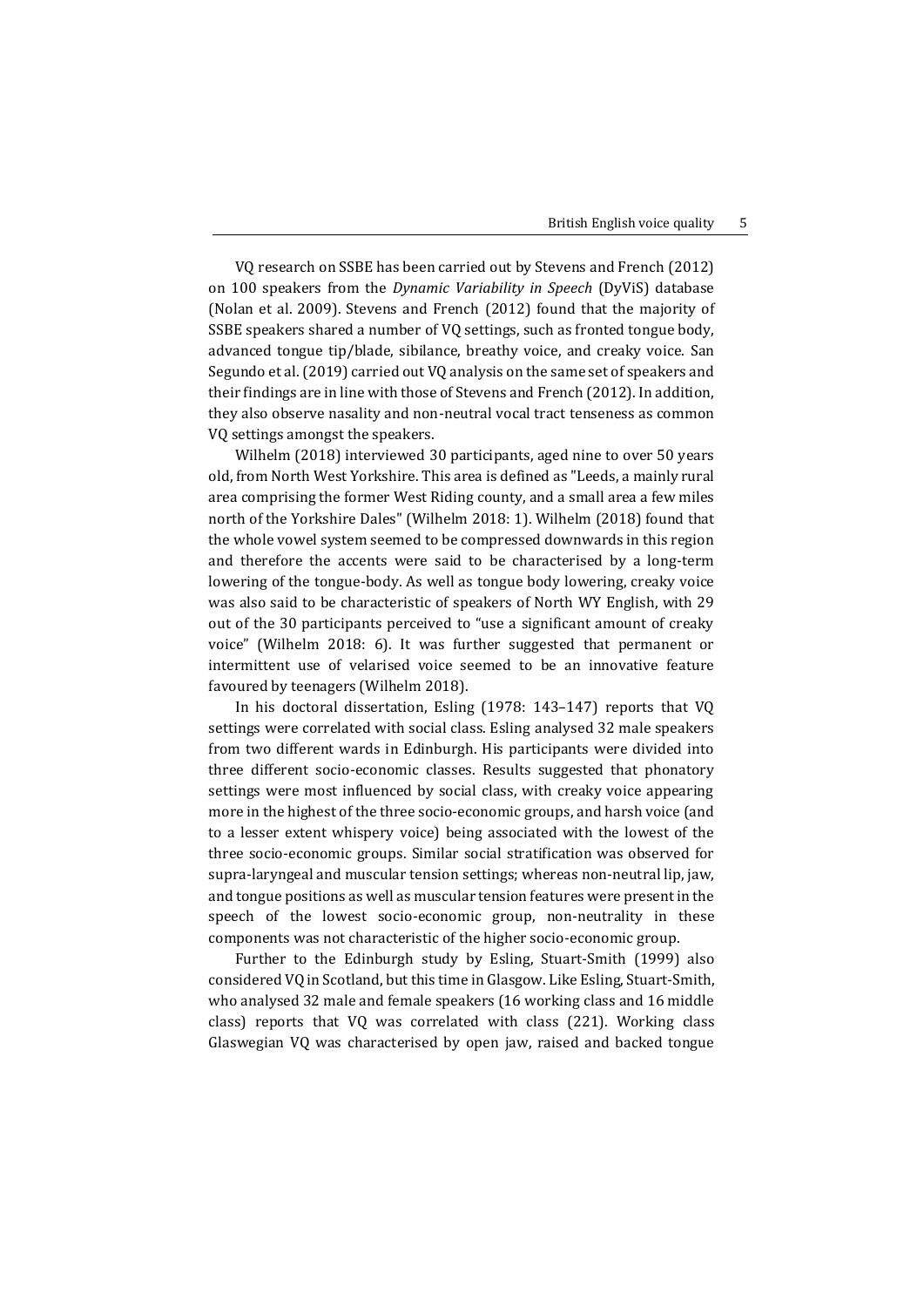VQ research on SSBE has been carried out by Stevens and French (2012) on 100 speakers from the *Dynamic Variability in Speech* (DyViS) database (Nolan et al. 2009). Stevens and French (2012) found that the majority of SSBE speakers shared a number of VQ settings, such as fronted tongue body, advanced tongue tip/blade, sibilance, breathy voice, and creaky voice. San Segundo et al. (2019) carried out VQ analysis on the same set of speakers and their findings are in line with those of Stevens and French (2012). In addition, they also observe nasality and non-neutral vocal tract tenseness as common VQ settings amongst the speakers.

Wilhelm (2018) interviewed 30 participants, aged nine to over 50 years old, from North West Yorkshire. This area is defined as "Leeds, a mainly rural area comprising the former West Riding county, and a small area a few miles north of the Yorkshire Dales" (Wilhelm 2018: 1). Wilhelm (2018) found that the whole vowel system seemed to be compressed downwards in this region and therefore the accents were said to be characterised by a long-term lowering of the tongue-body. As well as tongue body lowering, creaky voice was also said to be characteristic of speakers of North WY English, with 29 out of the 30 participants perceived to "use a significant amount of creaky voice" (Wilhelm 2018: 6). It was further suggested that permanent or intermittent use of velarised voice seemed to be an innovative feature favoured by teenagers (Wilhelm 2018).

In his doctoral dissertation, Esling (1978: 143–147) reports that VQ settings were correlated with social class. Esling analysed 32 male speakers from two different wards in Edinburgh. His participants were divided into three different socio-economic classes. Results suggested that phonatory settings were most influenced by social class, with creaky voice appearing more in the highest of the three socio-economic groups, and harsh voice (and to a lesser extent whispery voice) being associated with the lowest of the three socio-economic groups. Similar social stratification was observed for supra-laryngeal and muscular tension settings; whereas non-neutral lip, jaw, and tongue positions as well as muscular tension features were present in the speech of the lowest socio-economic group, non-neutrality in these components was not characteristic of the higher socio-economic group.

Further to the Edinburgh study by Esling, Stuart-Smith (1999) also considered VQ in Scotland, but this time in Glasgow. Like Esling, Stuart-Smith, who analysed 32 male and female speakers (16 working class and 16 middle class) reports that VQ was correlated with class (221). Working class Glaswegian VQ was characterised by open jaw, raised and backed tongue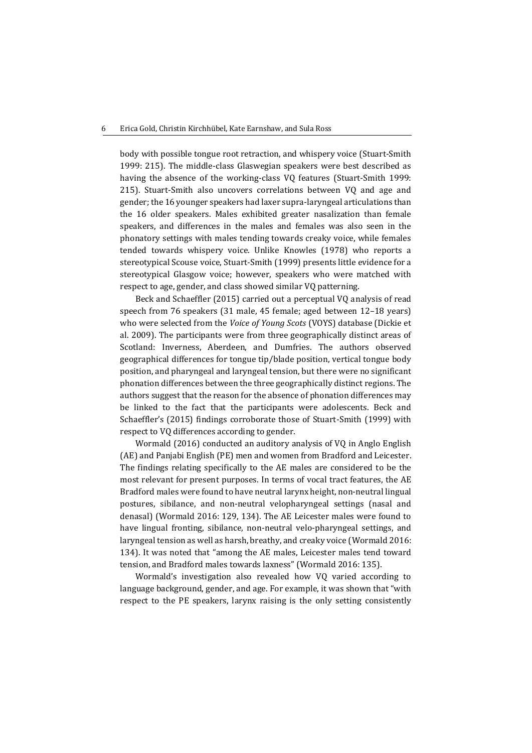body with possible tongue root retraction, and whispery voice (Stuart-Smith 1999: 215). The middle-class Glaswegian speakers were best described as having the absence of the working-class VQ features (Stuart-Smith 1999: 215). Stuart-Smith also uncovers correlations between VQ and age and gender; the 16 younger speakers had laxer supra-laryngeal articulations than the 16 older speakers. Males exhibited greater nasalization than female speakers, and differences in the males and females was also seen in the phonatory settings with males tending towards creaky voice, while females tended towards whispery voice. Unlike Knowles (1978) who reports a stereotypical Scouse voice, Stuart-Smith (1999) presents little evidence for a stereotypical Glasgow voice; however, speakers who were matched with respect to age, gender, and class showed similar VQ patterning.

Beck and Schaeffler (2015) carried out a perceptual VQ analysis of read speech from 76 speakers (31 male, 45 female; aged between 12–18 years) who were selected from the *Voice of Young Scots* (VOYS) database (Dickie et al. 2009). The participants were from three geographically distinct areas of Scotland: Inverness, Aberdeen, and Dumfries. The authors observed geographical differences for tongue tip/blade position, vertical tongue body position, and pharyngeal and laryngeal tension, but there were no significant phonation differences between the three geographically distinct regions. The authors suggest that the reason for the absence of phonation differences may be linked to the fact that the participants were adolescents. Beck and Schaeffler's (2015) findings corroborate those of Stuart-Smith (1999) with respect to VQ differences according to gender.

Wormald (2016) conducted an auditory analysis of VQ in Anglo English (AE) and Panjabi English (PE) men and women from Bradford and Leicester. The findings relating specifically to the AE males are considered to be the most relevant for present purposes. In terms of vocal tract features, the AE Bradford males were found to have neutral larynx height, non-neutral lingual postures, sibilance, and non-neutral velopharyngeal settings (nasal and denasal) (Wormald 2016: 129, 134). The AE Leicester males were found to have lingual fronting, sibilance, non-neutral velo-pharyngeal settings, and laryngeal tension as well as harsh, breathy, and creaky voice (Wormald 2016: 134). It was noted that "among the AE males, Leicester males tend toward tension, and Bradford males towards laxness" (Wormald 2016: 135).

Wormald's investigation also revealed how VQ varied according to language background, gender, and age. For example, it was shown that "with respect to the PE speakers, larynx raising is the only setting consistently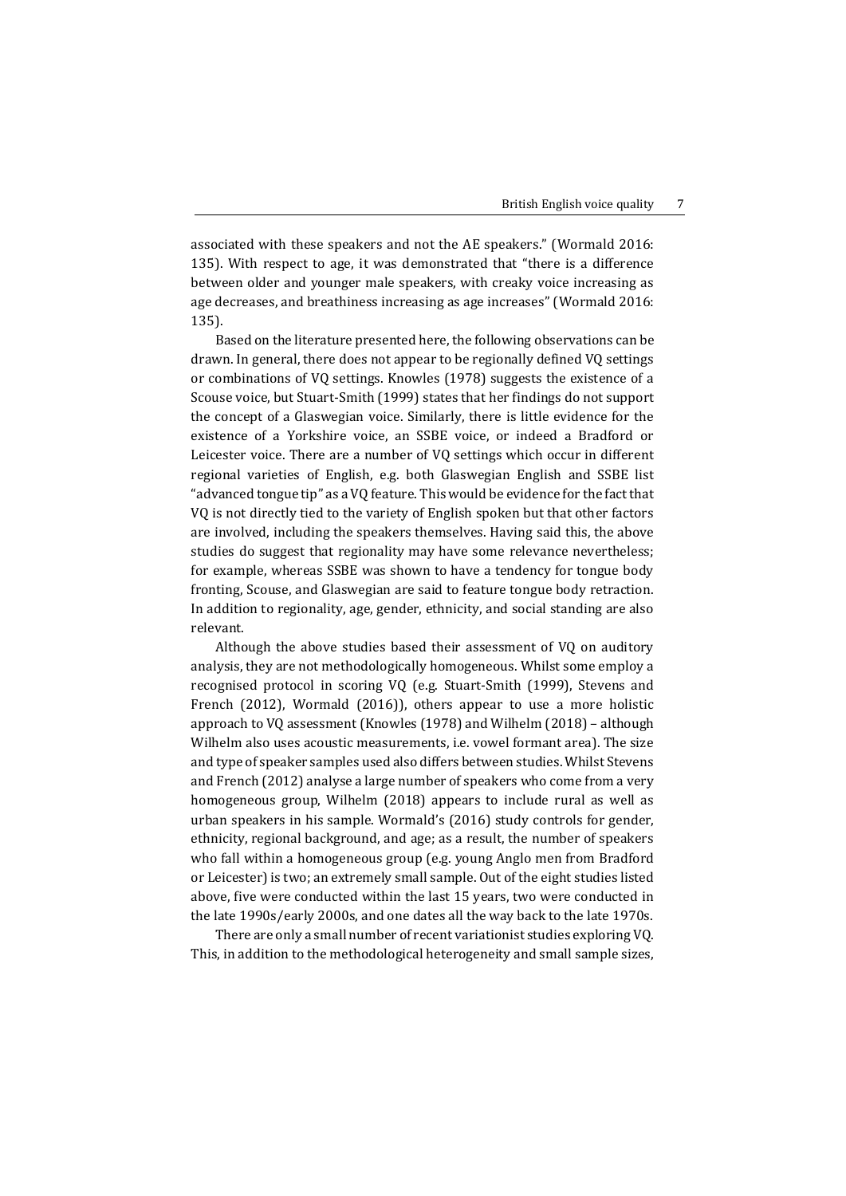associated with these speakers and not the AE speakers." (Wormald 2016: 135). With respect to age, it was demonstrated that "there is a difference between older and younger male speakers, with creaky voice increasing as age decreases, and breathiness increasing as age increases" (Wormald 2016: 135).

Based on the literature presented here, the following observations can be drawn. In general, there does not appear to be regionally defined VQ settings or combinations of VQ settings. Knowles (1978) suggests the existence of a Scouse voice, but Stuart-Smith (1999) states that her findings do not support the concept of a Glaswegian voice. Similarly, there is little evidence for the existence of a Yorkshire voice, an SSBE voice, or indeed a Bradford or Leicester voice. There are a number of VQ settings which occur in different regional varieties of English, e.g. both Glaswegian English and SSBE list "advanced tongue tip" as a VQ feature. This would be evidence for the fact that VQ is not directly tied to the variety of English spoken but that other factors are involved, including the speakers themselves. Having said this, the above studies do suggest that regionality may have some relevance nevertheless; for example, whereas SSBE was shown to have a tendency for tongue body fronting, Scouse, and Glaswegian are said to feature tongue body retraction. In addition to regionality, age, gender, ethnicity, and social standing are also relevant.

Although the above studies based their assessment of VQ on auditory analysis, they are not methodologically homogeneous. Whilst some employ a recognised protocol in scoring VQ (e.g. Stuart-Smith (1999), Stevens and French (2012), Wormald (2016)), others appear to use a more holistic approach to VQ assessment (Knowles (1978) and Wilhelm (2018) – although Wilhelm also uses acoustic measurements, i.e. vowel formant area). The size and type of speaker samples used also differs between studies. Whilst Stevens and French (2012) analyse a large number of speakers who come from a very homogeneous group, Wilhelm (2018) appears to include rural as well as urban speakers in his sample. Wormald's (2016) study controls for gender, ethnicity, regional background, and age; as a result, the number of speakers who fall within a homogeneous group (e.g. young Anglo men from Bradford or Leicester) is two; an extremely small sample. Out of the eight studies listed above, five were conducted within the last 15 years, two were conducted in the late 1990s/early 2000s, and one dates all the way back to the late 1970s.

There are only a small number of recent variationist studies exploring VQ. This, in addition to the methodological heterogeneity and small sample sizes,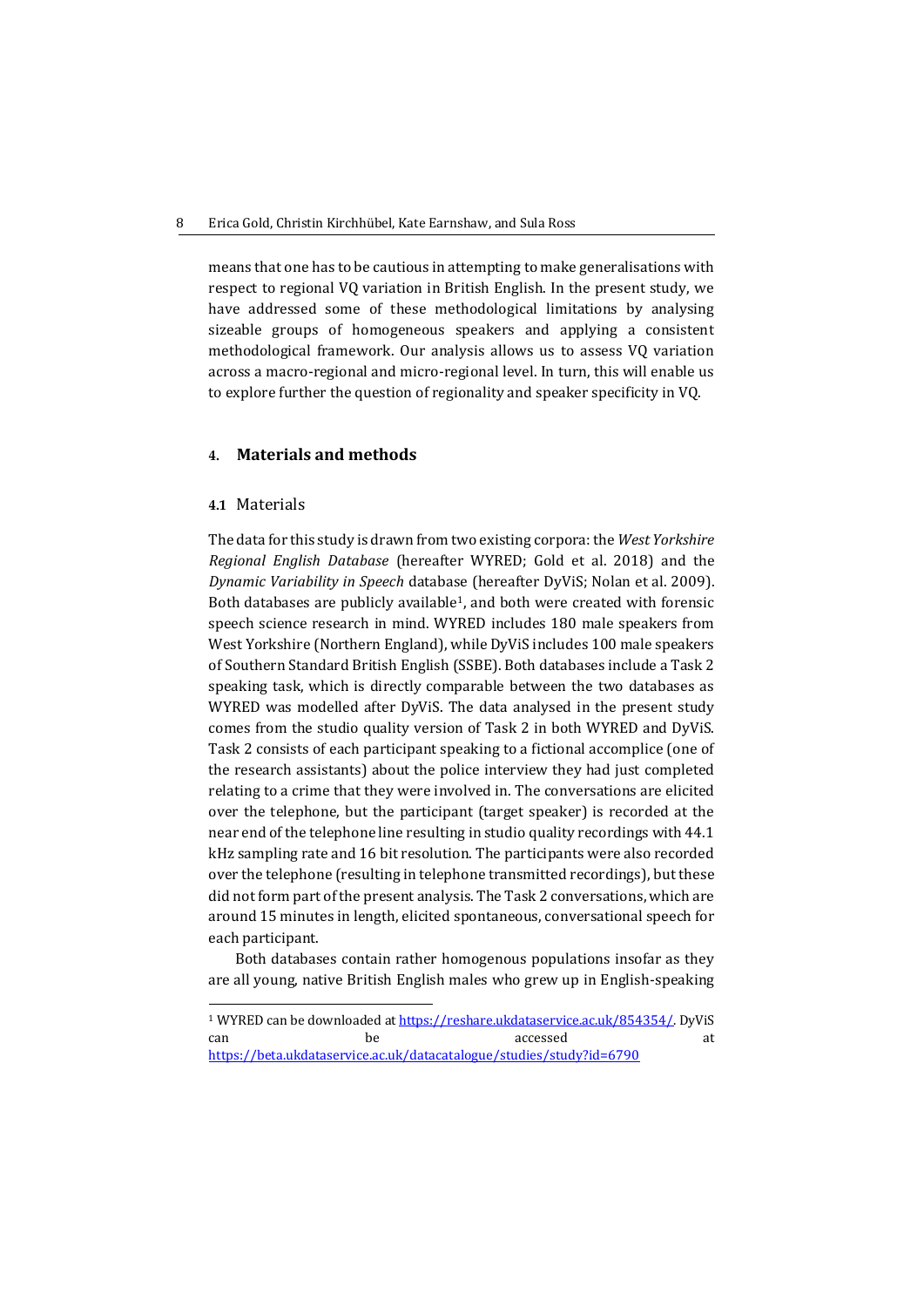means that one has to be cautious in attempting to make generalisations with respect to regional VQ variation in British English. In the present study, we have addressed some of these methodological limitations by analysing sizeable groups of homogeneous speakers and applying a consistent methodological framework. Our analysis allows us to assess VQ variation across a macro-regional and micro-regional level. In turn, this will enable us to explore further the question of regionality and speaker specificity in VQ.

## 4. Materials and methods

### 4.1 Materials

The data for this study is drawn from two existing corpora: the *West Yorkshire Regional English Database* (hereafter WYRED; Gold et al. 2018) and the *Dynamic Variability in Speech* database (hereafter DyViS; Nolan et al. 2009). Both databases are publicly available[1], and both were created with forensic speech science research in mind. WYRED includes 180 male speakers from West Yorkshire (Northern England), while DyViS includes 100 male speakers of Southern Standard British English (SSBE). Both databases include a Task 2 speaking task, which is directly comparable between the two databases as WYRED was modelled after DyViS. The data analysed in the present study comes from the studio quality version of Task 2 in both WYRED and DyViS. Task 2 consists of each participant speaking to a fictional accomplice (one of the research assistants) about the police interview they had just completed relating to a crime that they were involved in. The conversations are elicited over the telephone, but the participant (target speaker) is recorded at the near end of the telephone line resulting in studio quality recordings with 44.1 kHz sampling rate and 16 bit resolution. The participants were also recorded over the telephone (resulting in telephone transmitted recordings), but these did not form part of the present analysis. The Task 2 conversations, which are around 15 minutes in length, elicited spontaneous, conversational speech for each participant.

Both databases contain rather homogenous populations insofar as they are all young, native British English males who grew up in English-speaking

[1] WYRED can be downloaded at https://reshare.ukdataservice.ac.uk/854354/. DyViS can be accessed at https://beta.ukdataservice.ac.uk/datacatalogue/studies/study?id=6790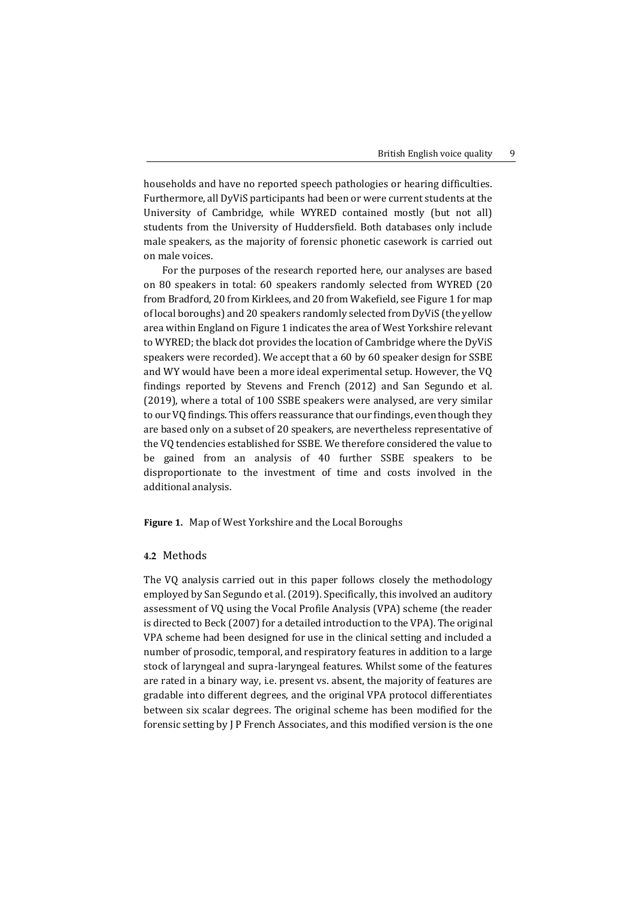households and have no reported speech pathologies or hearing difficulties. Furthermore, all DyViS participants had been or were current students at the University of Cambridge, while WYRED contained mostly (but not all) students from the University of Huddersfield. Both databases only include male speakers, as the majority of forensic phonetic casework is carried out on male voices.

For the purposes of the research reported here, our analyses are based on 80 speakers in total: 60 speakers randomly selected from WYRED (20 from Bradford, 20 from Kirklees, and 20 from Wakefield, see Figure 1 for map of local boroughs) and 20 speakers randomly selected from DyViS (the yellow area within England on Figure 1 indicates the area of West Yorkshire relevant to WYRED; the black dot provides the location of Cambridge where the DyViS speakers were recorded). We accept that a 60 by 60 speaker design for SSBE and WY would have been a more ideal experimental setup. However, the VQ findings reported by Stevens and French (2012) and San Segundo et al. (2019), where a total of 100 SSBE speakers were analysed, are very similar to our VQ findings. This offers reassurance that our findings, even though they are based only on a subset of 20 speakers, are nevertheless representative of the VQ tendencies established for SSBE. We therefore considered the value to be gained from an analysis of 40 further SSBE speakers to be disproportionate to the investment of time and costs involved in the additional analysis.

**Figure 1.** Map of West Yorkshire and the Local Boroughs

### 4.2 Methods

The VQ analysis carried out in this paper follows closely the methodology employed by San Segundo et al. (2019). Specifically, this involved an auditory assessment of VQ using the Vocal Profile Analysis (VPA) scheme (the reader is directed to Beck (2007) for a detailed introduction to the VPA). The original VPA scheme had been designed for use in the clinical setting and included a number of prosodic, temporal, and respiratory features in addition to a large stock of laryngeal and supra-laryngeal features. Whilst some of the features are rated in a binary way, i.e. present vs. absent, the majority of features are gradable into different degrees, and the original VPA protocol differentiates between six scalar degrees. The original scheme has been modified for the forensic setting by J P French Associates, and this modified version is the one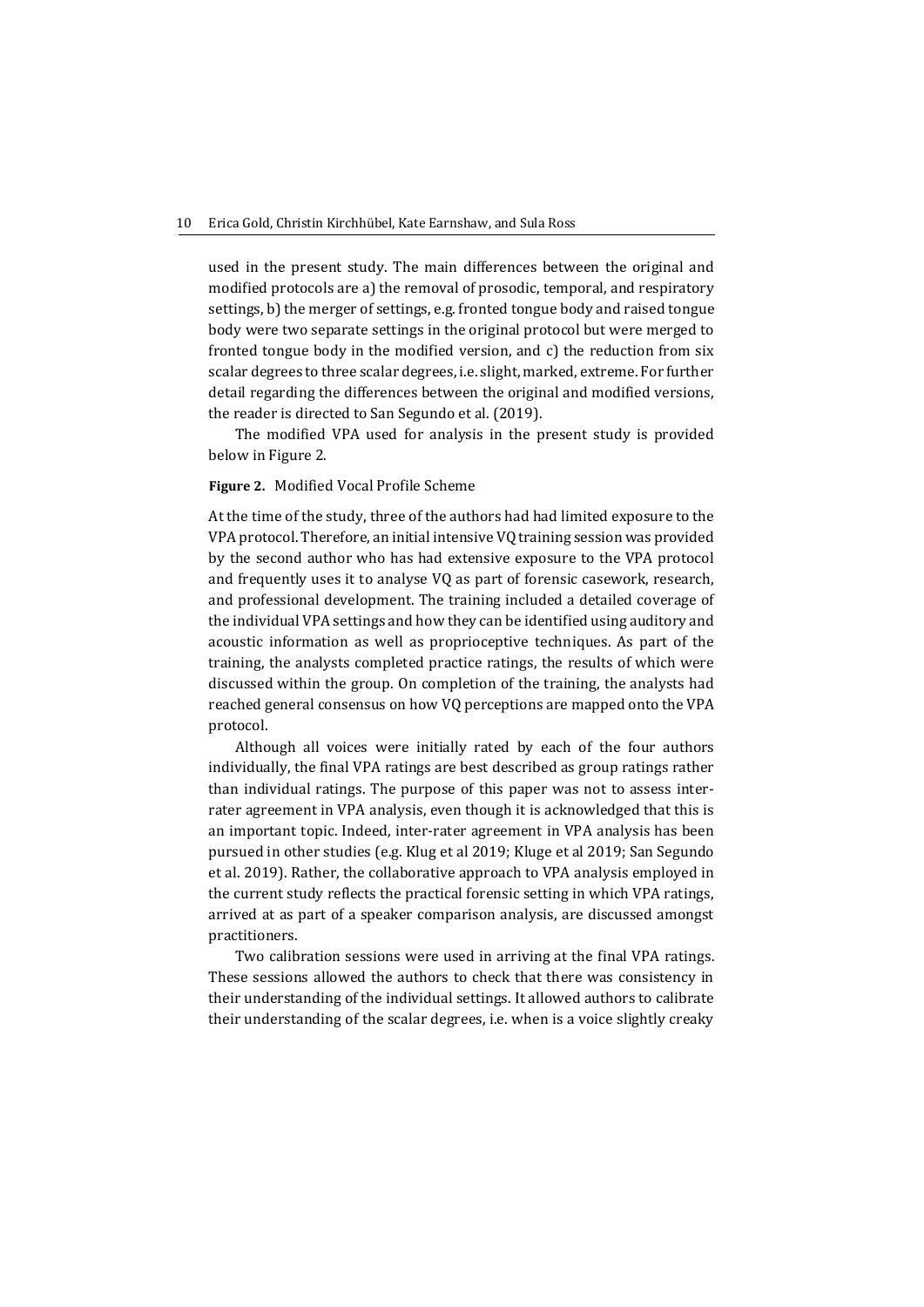used in the present study. The main differences between the original and modified protocols are a) the removal of prosodic, temporal, and respiratory settings, b) the merger of settings, e.g. fronted tongue body and raised tongue body were two separate settings in the original protocol but were merged to fronted tongue body in the modified version, and c) the reduction from six scalar degrees to three scalar degrees, i.e. slight, marked, extreme. For further detail regarding the differences between the original and modified versions, the reader is directed to San Segundo et al. (2019).

The modified VPA used for analysis in the present study is provided below in Figure 2.

**Figure 2.** Modified Vocal Profile Scheme

At the time of the study, three of the authors had had limited exposure to the VPA protocol. Therefore, an initial intensive VQ training session was provided by the second author who has had extensive exposure to the VPA protocol and frequently uses it to analyse VQ as part of forensic casework, research, and professional development. The training included a detailed coverage of the individual VPA settings and how they can be identified using auditory and acoustic information as well as proprioceptive techniques. As part of the training, the analysts completed practice ratings, the results of which were discussed within the group. On completion of the training, the analysts had reached general consensus on how VQ perceptions are mapped onto the VPA protocol.

Although all voices were initially rated by each of the four authors individually, the final VPA ratings are best described as group ratings rather than individual ratings. The purpose of this paper was not to assess inter-rater agreement in VPA analysis, even though it is acknowledged that this is an important topic. Indeed, inter-rater agreement in VPA analysis has been pursued in other studies (e.g. Klug et al 2019; Kluge et al 2019; San Segundo et al. 2019). Rather, the collaborative approach to VPA analysis employed in the current study reflects the practical forensic setting in which VPA ratings, arrived at as part of a speaker comparison analysis, are discussed amongst practitioners.

Two calibration sessions were used in arriving at the final VPA ratings. These sessions allowed the authors to check that there was consistency in their understanding of the individual settings. It allowed authors to calibrate their understanding of the scalar degrees, i.e. when is a voice slightly creaky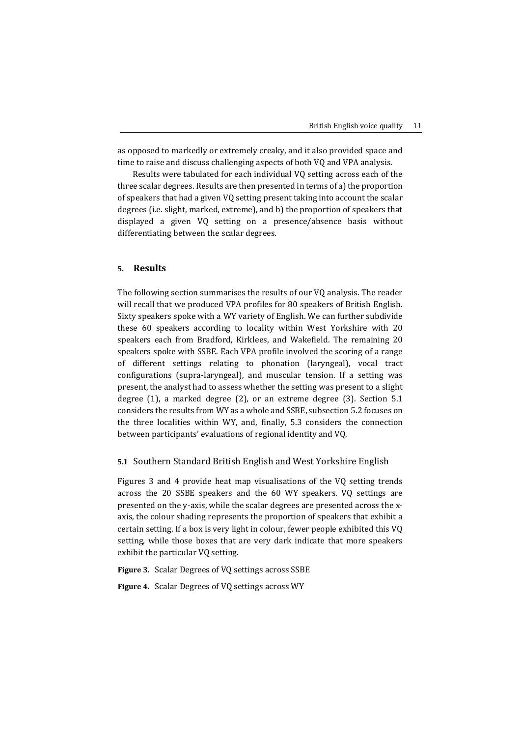as opposed to markedly or extremely creaky, and it also provided space and time to raise and discuss challenging aspects of both VQ and VPA analysis.

Results were tabulated for each individual VQ setting across each of the three scalar degrees. Results are then presented in terms of a) the proportion of speakers that had a given VQ setting present taking into account the scalar degrees (i.e. slight, marked, extreme), and b) the proportion of speakers that displayed a given VQ setting on a presence/absence basis without differentiating between the scalar degrees.

## 5. Results

The following section summarises the results of our VQ analysis. The reader will recall that we produced VPA profiles for 80 speakers of British English. Sixty speakers spoke with a WY variety of English. We can further subdivide these 60 speakers according to locality within West Yorkshire with 20 speakers each from Bradford, Kirklees, and Wakefield. The remaining 20 speakers spoke with SSBE. Each VPA profile involved the scoring of a range of different settings relating to phonation (laryngeal), vocal tract configurations (supra-laryngeal), and muscular tension. If a setting was present, the analyst had to assess whether the setting was present to a slight degree (1), a marked degree (2), or an extreme degree (3). Section 5.1 considers the results from WY as a whole and SSBE, subsection 5.2 focuses on the three localities within WY, and, finally, 5.3 considers the connection between participants' evaluations of regional identity and VQ.

### 5.1 Southern Standard British English and West Yorkshire English

Figures 3 and 4 provide heat map visualisations of the VQ setting trends across the 20 SSBE speakers and the 60 WY speakers. VQ settings are presented on the y-axis, while the scalar degrees are presented across the x-axis, the colour shading represents the proportion of speakers that exhibit a certain setting. If a box is very light in colour, fewer people exhibited this VQ setting, while those boxes that are very dark indicate that more speakers exhibit the particular VQ setting.

**Figure 3.** Scalar Degrees of VQ settings across SSBE

**Figure 4.** Scalar Degrees of VQ settings across WY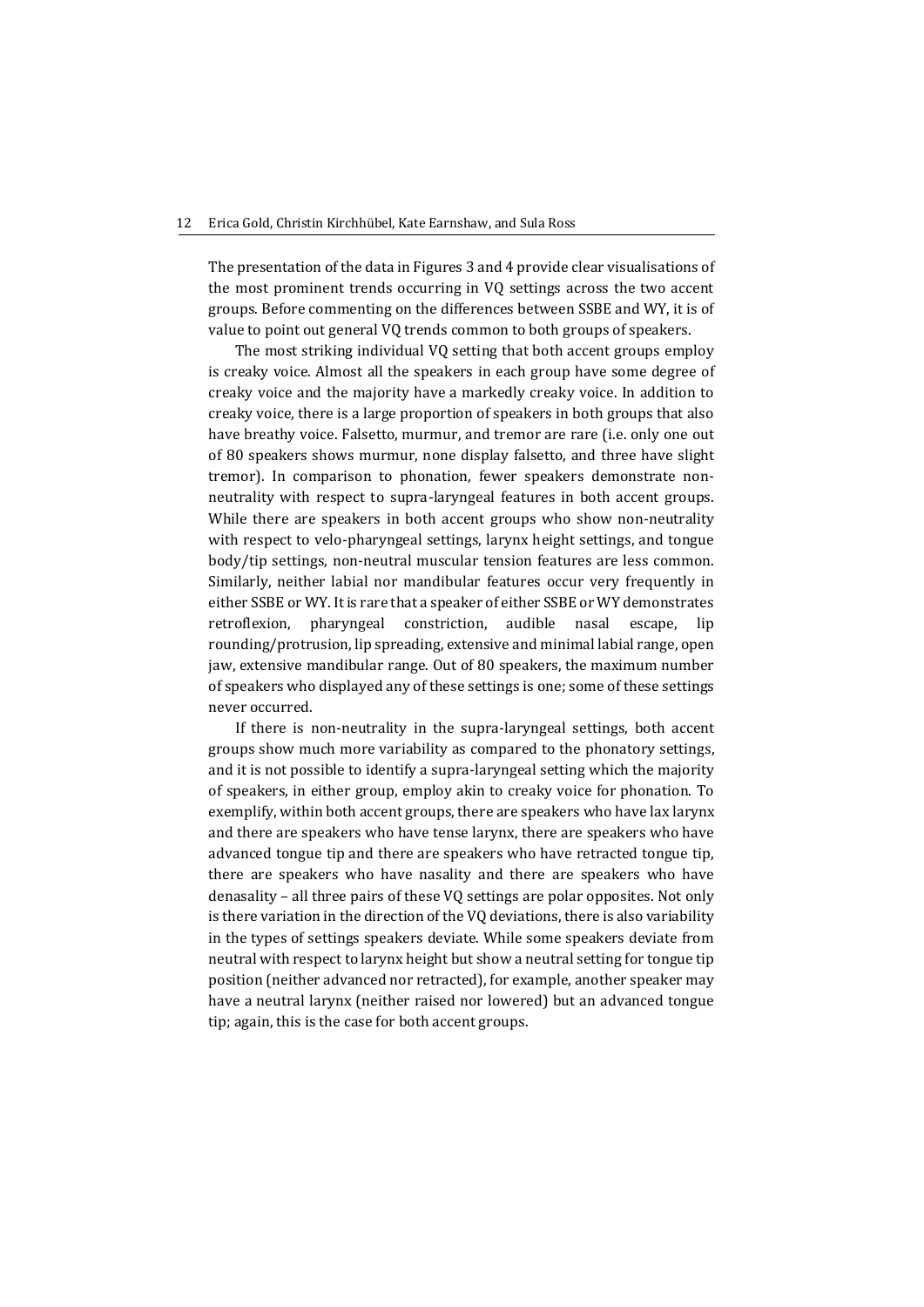The presentation of the data in Figures 3 and 4 provide clear visualisations of the most prominent trends occurring in VQ settings across the two accent groups. Before commenting on the differences between SSBE and WY, it is of value to point out general VQ trends common to both groups of speakers.

The most striking individual VQ setting that both accent groups employ is creaky voice. Almost all the speakers in each group have some degree of creaky voice and the majority have a markedly creaky voice. In addition to creaky voice, there is a large proportion of speakers in both groups that also have breathy voice. Falsetto, murmur, and tremor are rare (i.e. only one out of 80 speakers shows murmur, none display falsetto, and three have slight tremor). In comparison to phonation, fewer speakers demonstrate non-neutrality with respect to supra-laryngeal features in both accent groups. While there are speakers in both accent groups who show non-neutrality with respect to velo-pharyngeal settings, larynx height settings, and tongue body/tip settings, non-neutral muscular tension features are less common. Similarly, neither labial nor mandibular features occur very frequently in either SSBE or WY. It is rare that a speaker of either SSBE or WY demonstrates retroflexion, pharyngeal constriction, audible nasal escape, lip rounding/protrusion, lip spreading, extensive and minimal labial range, open jaw, extensive mandibular range. Out of 80 speakers, the maximum number of speakers who displayed any of these settings is one; some of these settings never occurred.

If there is non-neutrality in the supra-laryngeal settings, both accent groups show much more variability as compared to the phonatory settings, and it is not possible to identify a supra-laryngeal setting which the majority of speakers, in either group, employ akin to creaky voice for phonation. To exemplify, within both accent groups, there are speakers who have lax larynx and there are speakers who have tense larynx, there are speakers who have advanced tongue tip and there are speakers who have retracted tongue tip, there are speakers who have nasality and there are speakers who have denasality – all three pairs of these VQ settings are polar opposites. Not only is there variation in the direction of the VQ deviations, there is also variability in the types of settings speakers deviate. While some speakers deviate from neutral with respect to larynx height but show a neutral setting for tongue tip position (neither advanced nor retracted), for example, another speaker may have a neutral larynx (neither raised nor lowered) but an advanced tongue tip; again, this is the case for both accent groups.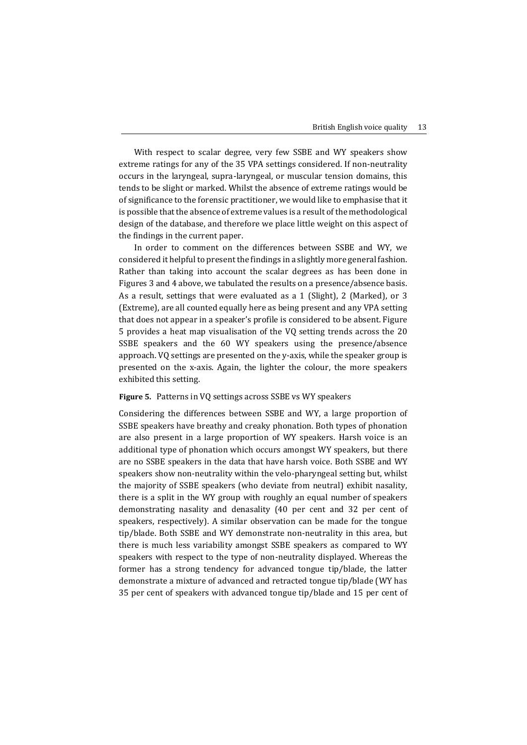With respect to scalar degree, very few SSBE and WY speakers show extreme ratings for any of the 35 VPA settings considered. If non-neutrality occurs in the laryngeal, supra-laryngeal, or muscular tension domains, this tends to be slight or marked. Whilst the absence of extreme ratings would be of significance to the forensic practitioner, we would like to emphasise that it is possible that the absence of extreme values is a result of the methodological design of the database, and therefore we place little weight on this aspect of the findings in the current paper.

In order to comment on the differences between SSBE and WY, we considered it helpful to present the findings in a slightly more general fashion. Rather than taking into account the scalar degrees as has been done in Figures 3 and 4 above, we tabulated the results on a presence/absence basis. As a result, settings that were evaluated as a 1 (Slight), 2 (Marked), or 3 (Extreme), are all counted equally here as being present and any VPA setting that does not appear in a speaker's profile is considered to be absent. Figure 5 provides a heat map visualisation of the VQ setting trends across the 20 SSBE speakers and the 60 WY speakers using the presence/absence approach. VQ settings are presented on the y-axis, while the speaker group is presented on the x-axis. Again, the lighter the colour, the more speakers exhibited this setting.

**Figure 5.** Patterns in VQ settings across SSBE vs WY speakers

Considering the differences between SSBE and WY, a large proportion of SSBE speakers have breathy and creaky phonation. Both types of phonation are also present in a large proportion of WY speakers. Harsh voice is an additional type of phonation which occurs amongst WY speakers, but there are no SSBE speakers in the data that have harsh voice. Both SSBE and WY speakers show non-neutrality within the velo-pharyngeal setting but, whilst the majority of SSBE speakers (who deviate from neutral) exhibit nasality, there is a split in the WY group with roughly an equal number of speakers demonstrating nasality and denasality (40 per cent and 32 per cent of speakers, respectively). A similar observation can be made for the tongue tip/blade. Both SSBE and WY demonstrate non-neutrality in this area, but there is much less variability amongst SSBE speakers as compared to WY speakers with respect to the type of non-neutrality displayed. Whereas the former has a strong tendency for advanced tongue tip/blade, the latter demonstrate a mixture of advanced and retracted tongue tip/blade (WY has 35 per cent of speakers with advanced tongue tip/blade and 15 per cent of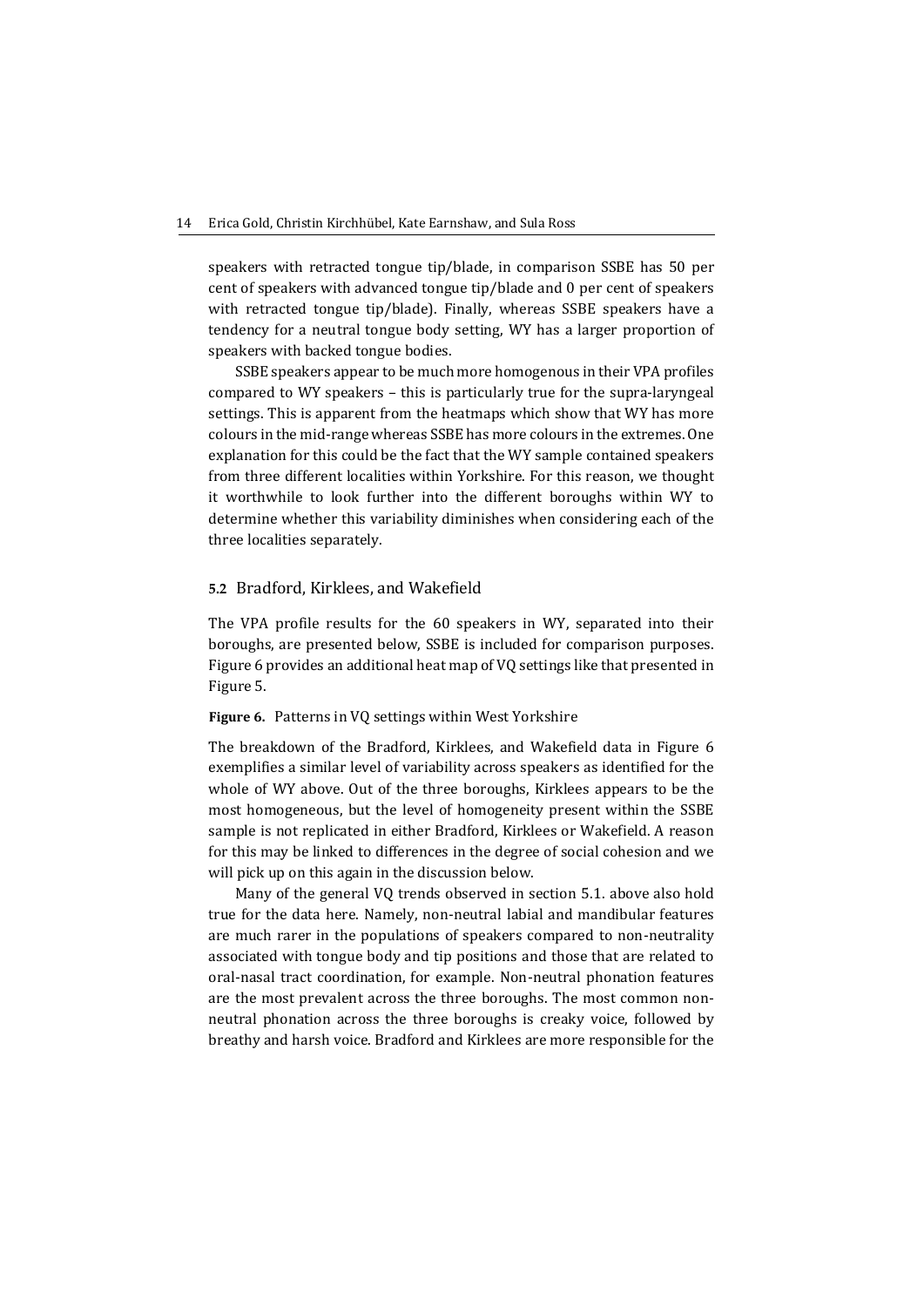speakers with retracted tongue tip/blade, in comparison SSBE has 50 per cent of speakers with advanced tongue tip/blade and 0 per cent of speakers with retracted tongue tip/blade). Finally, whereas SSBE speakers have a tendency for a neutral tongue body setting, WY has a larger proportion of speakers with backed tongue bodies.

SSBE speakers appear to be much more homogenous in their VPA profiles compared to WY speakers – this is particularly true for the supra-laryngeal settings. This is apparent from the heatmaps which show that WY has more colours in the mid-range whereas SSBE has more colours in the extremes. One explanation for this could be the fact that the WY sample contained speakers from three different localities within Yorkshire. For this reason, we thought it worthwhile to look further into the different boroughs within WY to determine whether this variability diminishes when considering each of the three localities separately.

### 5.2 Bradford, Kirklees, and Wakefield

The VPA profile results for the 60 speakers in WY, separated into their boroughs, are presented below, SSBE is included for comparison purposes. Figure 6 provides an additional heat map of VQ settings like that presented in Figure 5.

**Figure 6.** Patterns in VQ settings within West Yorkshire

The breakdown of the Bradford, Kirklees, and Wakefield data in Figure 6 exemplifies a similar level of variability across speakers as identified for the whole of WY above. Out of the three boroughs, Kirklees appears to be the most homogeneous, but the level of homogeneity present within the SSBE sample is not replicated in either Bradford, Kirklees or Wakefield. A reason for this may be linked to differences in the degree of social cohesion and we will pick up on this again in the discussion below.

Many of the general VQ trends observed in section 5.1. above also hold true for the data here. Namely, non-neutral labial and mandibular features are much rarer in the populations of speakers compared to non-neutrality associated with tongue body and tip positions and those that are related to oral-nasal tract coordination, for example. Non-neutral phonation features are the most prevalent across the three boroughs. The most common non-neutral phonation across the three boroughs is creaky voice, followed by breathy and harsh voice. Bradford and Kirklees are more responsible for the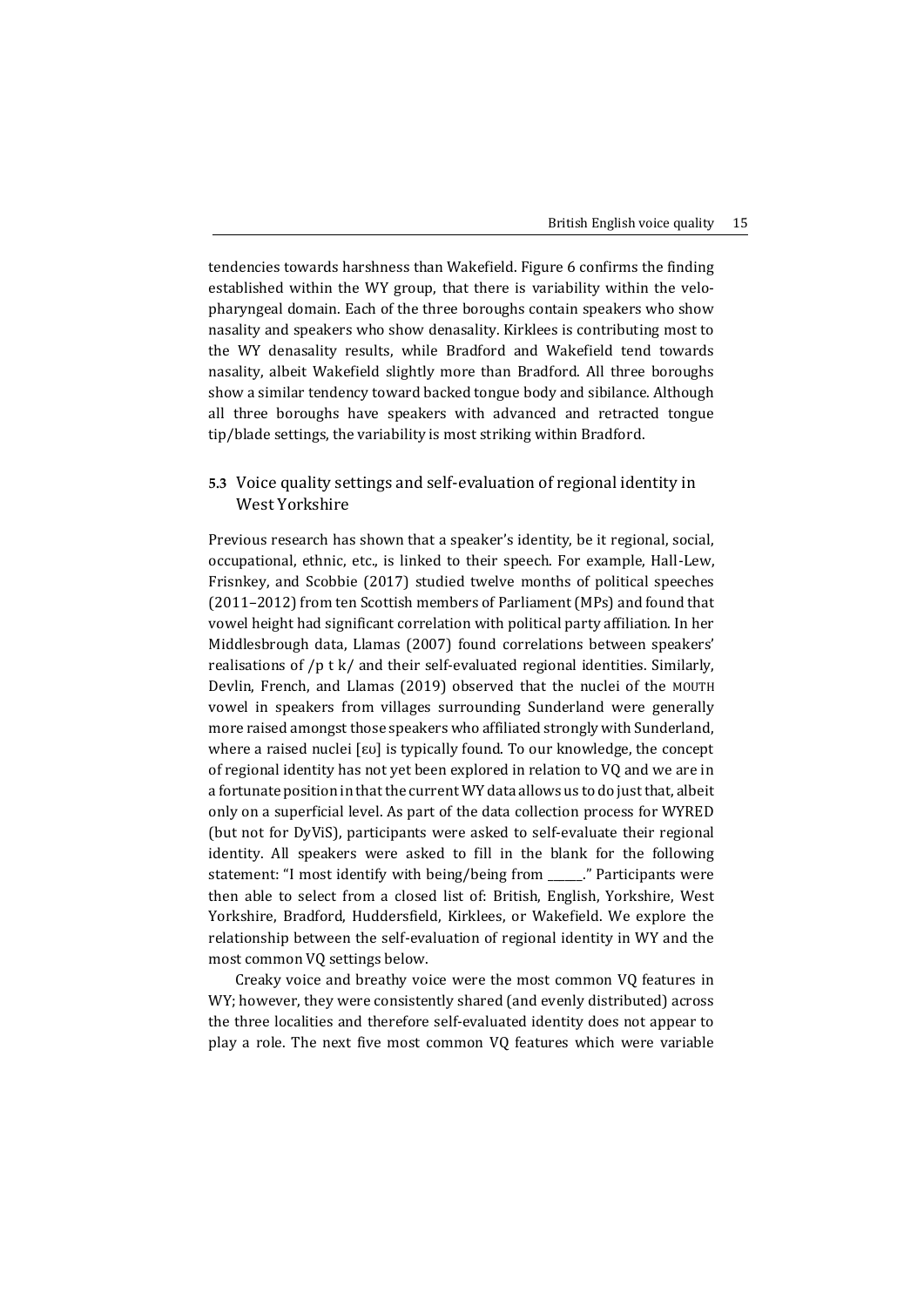tendencies towards harshness than Wakefield. Figure 6 confirms the finding established within the WY group, that there is variability within the velopharyngeal domain. Each of the three boroughs contain speakers who show nasality and speakers who show denasality. Kirklees is contributing most to the WY denasality results, while Bradford and Wakefield tend towards nasality, albeit Wakefield slightly more than Bradford. All three boroughs show a similar tendency toward backed tongue body and sibilance. Although all three boroughs have speakers with advanced and retracted tongue tip/blade settings, the variability is most striking within Bradford.

### 5.3 Voice quality settings and self-evaluation of regional identity in West Yorkshire

Previous research has shown that a speaker's identity, be it regional, social, occupational, ethnic, etc., is linked to their speech. For example, Hall-Lew, Frisnkey, and Scobbie (2017) studied twelve months of political speeches (2011–2012) from ten Scottish members of Parliament (MPs) and found that vowel height had significant correlation with political party affiliation. In her Middlesbrough data, Llamas (2007) found correlations between speakers' realisations of /p t k/ and their self-evaluated regional identities. Similarly, Devlin, French, and Llamas (2019) observed that the nuclei of the MOUTH vowel in speakers from villages surrounding Sunderland were generally more raised amongst those speakers who affiliated strongly with Sunderland, where a raised nuclei [ɛʊ] is typically found. To our knowledge, the concept of regional identity has not yet been explored in relation to VQ and we are in a fortunate position in that the current WY data allows us to do just that, albeit only on a superficial level. As part of the data collection process for WYRED (but not for DyViS), participants were asked to self-evaluate their regional identity. All speakers were asked to fill in the blank for the following statement: "I most identify with being/being from ______." Participants were then able to select from a closed list of: British, English, Yorkshire, West Yorkshire, Bradford, Huddersfield, Kirklees, or Wakefield. We explore the relationship between the self-evaluation of regional identity in WY and the most common VQ settings below.

Creaky voice and breathy voice were the most common VQ features in WY; however, they were consistently shared (and evenly distributed) across the three localities and therefore self-evaluated identity does not appear to play a role. The next five most common VQ features which were variable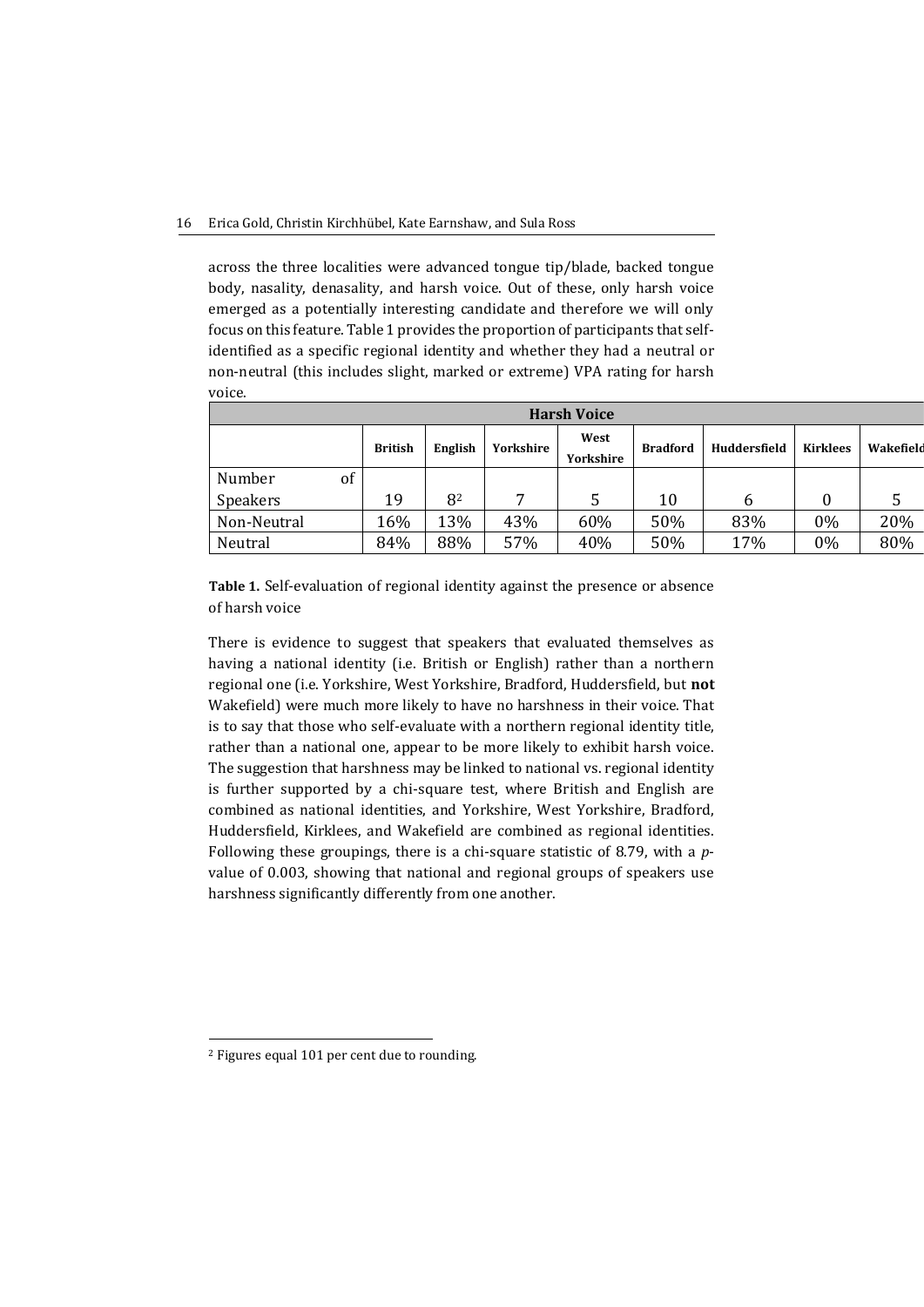across the three localities were advanced tongue tip/blade, backed tongue body, nasality, denasality, and harsh voice. Out of these, only harsh voice emerged as a potentially interesting candidate and therefore we will only focus on this feature. Table 1 provides the proportion of participants that self-identified as a specific regional identity and whether they had a neutral or non-neutral (this includes slight, marked or extreme) VPA rating for harsh voice.

| Harsh Voice | | | | | | | | |
|---|---|---|---|---|---|---|---|---|
| | **British** | **English** | **Yorkshire** | **West Yorkshire** | **Bradford** | **Huddersfield** | **Kirklees** | **Wakefield** |
| Number of Speakers | 19 | 8[2] | 7 | 5 | 10 | 6 | 0 | 5 |
| Non-Neutral | 16% | 13% | 43% | 60% | 50% | 83% | 0% | 20% |
| Neutral | 84% | 88% | 57% | 40% | 50% | 17% | 0% | 80% |

**Table 1.** Self-evaluation of regional identity against the presence or absence of harsh voice

There is evidence to suggest that speakers that evaluated themselves as having a national identity (i.e. British or English) rather than a northern regional one (i.e. Yorkshire, West Yorkshire, Bradford, Huddersfield, but **not** Wakefield) were much more likely to have no harshness in their voice. That is to say that those who self-evaluate with a northern regional identity title, rather than a national one, appear to be more likely to exhibit harsh voice. The suggestion that harshness may be linked to national vs. regional identity is further supported by a chi-square test, where British and English are combined as national identities, and Yorkshire, West Yorkshire, Bradford, Huddersfield, Kirklees, and Wakefield are combined as regional identities. Following these groupings, there is a chi-square statistic of 8.79, with a *p*-value of 0.003, showing that national and regional groups of speakers use harshness significantly differently from one another.

[2] Figures equal 101 per cent due to rounding.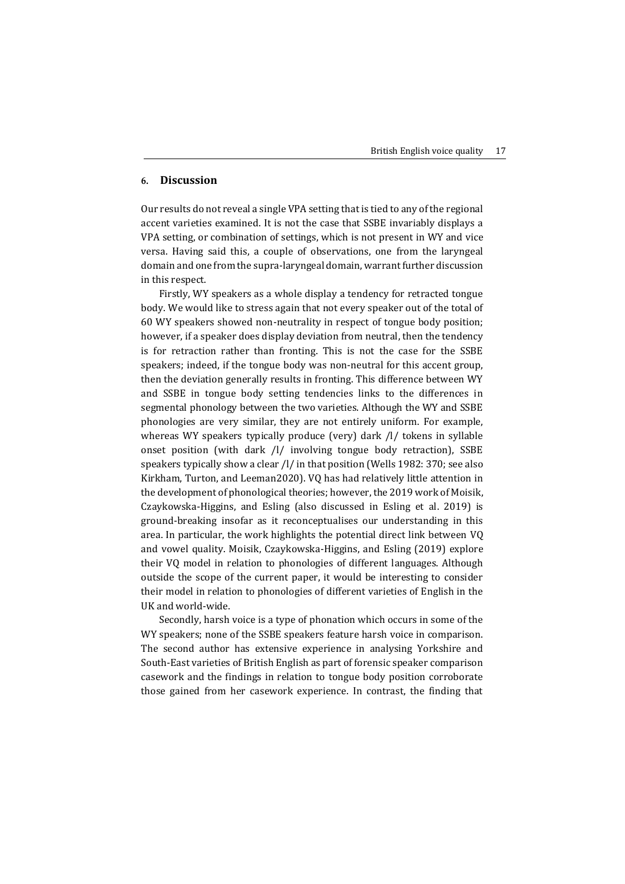## 6. Discussion

Our results do not reveal a single VPA setting that is tied to any of the regional accent varieties examined. It is not the case that SSBE invariably displays a VPA setting, or combination of settings, which is not present in WY and vice versa. Having said this, a couple of observations, one from the laryngeal domain and one from the supra-laryngeal domain, warrant further discussion in this respect.

Firstly, WY speakers as a whole display a tendency for retracted tongue body. We would like to stress again that not every speaker out of the total of 60 WY speakers showed non-neutrality in respect of tongue body position; however, if a speaker does display deviation from neutral, then the tendency is for retraction rather than fronting. This is not the case for the SSBE speakers; indeed, if the tongue body was non-neutral for this accent group, then the deviation generally results in fronting. This difference between WY and SSBE in tongue body setting tendencies links to the differences in segmental phonology between the two varieties. Although the WY and SSBE phonologies are very similar, they are not entirely uniform. For example, whereas WY speakers typically produce (very) dark /l/ tokens in syllable onset position (with dark /l/ involving tongue body retraction), SSBE speakers typically show a clear /l/ in that position (Wells 1982: 370; see also Kirkham, Turton, and Leeman2020). VQ has had relatively little attention in the development of phonological theories; however, the 2019 work of Moisik, Czaykowska-Higgins, and Esling (also discussed in Esling et al. 2019) is ground-breaking insofar as it reconceptualises our understanding in this area. In particular, the work highlights the potential direct link between VQ and vowel quality. Moisik, Czaykowska-Higgins, and Esling (2019) explore their VQ model in relation to phonologies of different languages. Although outside the scope of the current paper, it would be interesting to consider their model in relation to phonologies of different varieties of English in the UK and world-wide.

Secondly, harsh voice is a type of phonation which occurs in some of the WY speakers; none of the SSBE speakers feature harsh voice in comparison. The second author has extensive experience in analysing Yorkshire and South-East varieties of British English as part of forensic speaker comparison casework and the findings in relation to tongue body position corroborate those gained from her casework experience. In contrast, the finding that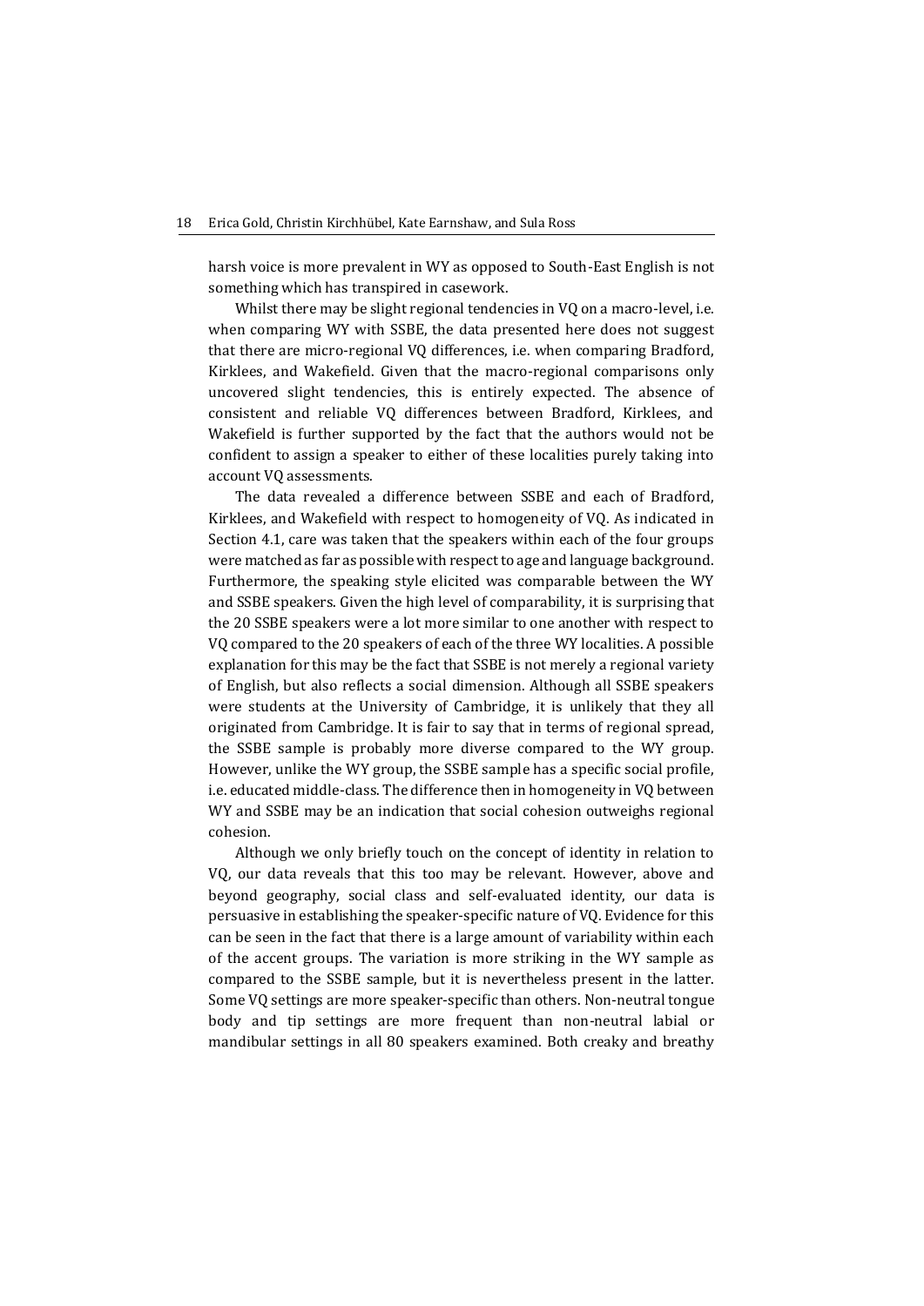harsh voice is more prevalent in WY as opposed to South-East English is not something which has transpired in casework.

Whilst there may be slight regional tendencies in VQ on a macro-level, i.e. when comparing WY with SSBE, the data presented here does not suggest that there are micro-regional VQ differences, i.e. when comparing Bradford, Kirklees, and Wakefield. Given that the macro-regional comparisons only uncovered slight tendencies, this is entirely expected. The absence of consistent and reliable VQ differences between Bradford, Kirklees, and Wakefield is further supported by the fact that the authors would not be confident to assign a speaker to either of these localities purely taking into account VQ assessments.

The data revealed a difference between SSBE and each of Bradford, Kirklees, and Wakefield with respect to homogeneity of VQ. As indicated in Section 4.1, care was taken that the speakers within each of the four groups were matched as far as possible with respect to age and language background. Furthermore, the speaking style elicited was comparable between the WY and SSBE speakers. Given the high level of comparability, it is surprising that the 20 SSBE speakers were a lot more similar to one another with respect to VQ compared to the 20 speakers of each of the three WY localities. A possible explanation for this may be the fact that SSBE is not merely a regional variety of English, but also reflects a social dimension. Although all SSBE speakers were students at the University of Cambridge, it is unlikely that they all originated from Cambridge. It is fair to say that in terms of regional spread, the SSBE sample is probably more diverse compared to the WY group. However, unlike the WY group, the SSBE sample has a specific social profile, i.e. educated middle-class. The difference then in homogeneity in VQ between WY and SSBE may be an indication that social cohesion outweighs regional cohesion.

Although we only briefly touch on the concept of identity in relation to VQ, our data reveals that this too may be relevant. However, above and beyond geography, social class and self-evaluated identity, our data is persuasive in establishing the speaker-specific nature of VQ. Evidence for this can be seen in the fact that there is a large amount of variability within each of the accent groups. The variation is more striking in the WY sample as compared to the SSBE sample, but it is nevertheless present in the latter. Some VQ settings are more speaker-specific than others. Non-neutral tongue body and tip settings are more frequent than non-neutral labial or mandibular settings in all 80 speakers examined. Both creaky and breathy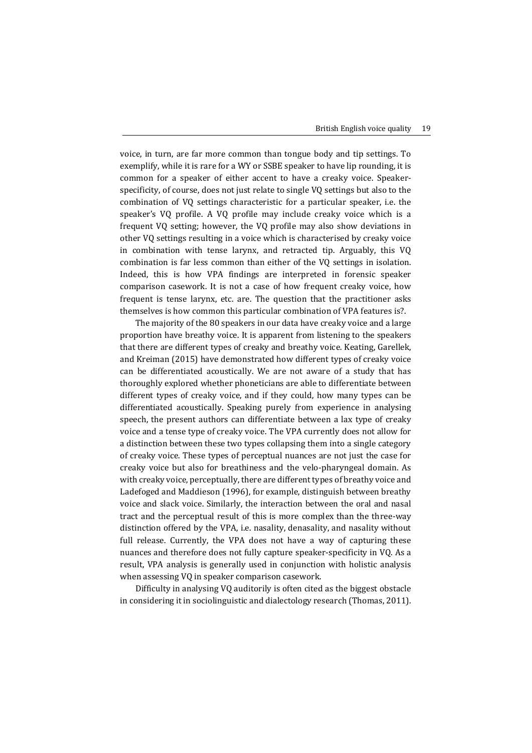voice, in turn, are far more common than tongue body and tip settings. To exemplify, while it is rare for a WY or SSBE speaker to have lip rounding, it is common for a speaker of either accent to have a creaky voice. Speaker-specificity, of course, does not just relate to single VQ settings but also to the combination of VQ settings characteristic for a particular speaker, i.e. the speaker's VQ profile. A VQ profile may include creaky voice which is a frequent VQ setting; however, the VQ profile may also show deviations in other VQ settings resulting in a voice which is characterised by creaky voice in combination with tense larynx, and retracted tip. Arguably, this VQ combination is far less common than either of the VQ settings in isolation. Indeed, this is how VPA findings are interpreted in forensic speaker comparison casework. It is not a case of how frequent creaky voice, how frequent is tense larynx, etc. are. The question that the practitioner asks themselves is how common this particular combination of VPA features is?.

The majority of the 80 speakers in our data have creaky voice and a large proportion have breathy voice. It is apparent from listening to the speakers that there are different types of creaky and breathy voice. Keating, Garellek, and Kreiman (2015) have demonstrated how different types of creaky voice can be differentiated acoustically. We are not aware of a study that has thoroughly explored whether phoneticians are able to differentiate between different types of creaky voice, and if they could, how many types can be differentiated acoustically. Speaking purely from experience in analysing speech, the present authors can differentiate between a lax type of creaky voice and a tense type of creaky voice. The VPA currently does not allow for a distinction between these two types collapsing them into a single category of creaky voice. These types of perceptual nuances are not just the case for creaky voice but also for breathiness and the velo-pharyngeal domain. As with creaky voice, perceptually, there are different types of breathy voice and Ladefoged and Maddieson (1996), for example, distinguish between breathy voice and slack voice. Similarly, the interaction between the oral and nasal tract and the perceptual result of this is more complex than the three-way distinction offered by the VPA, i.e. nasality, denasality, and nasality without full release. Currently, the VPA does not have a way of capturing these nuances and therefore does not fully capture speaker-specificity in VQ. As a result, VPA analysis is generally used in conjunction with holistic analysis when assessing VQ in speaker comparison casework.

Difficulty in analysing VQ auditorily is often cited as the biggest obstacle in considering it in sociolinguistic and dialectology research (Thomas, 2011).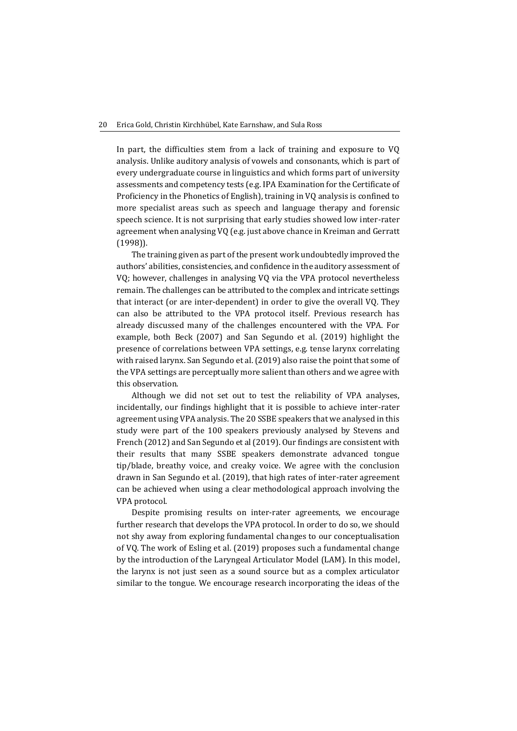In part, the difficulties stem from a lack of training and exposure to VQ analysis. Unlike auditory analysis of vowels and consonants, which is part of every undergraduate course in linguistics and which forms part of university assessments and competency tests (e.g. IPA Examination for the Certificate of Proficiency in the Phonetics of English), training in VQ analysis is confined to more specialist areas such as speech and language therapy and forensic speech science. It is not surprising that early studies showed low inter-rater agreement when analysing VQ (e.g. just above chance in Kreiman and Gerratt (1998)).

The training given as part of the present work undoubtedly improved the authors' abilities, consistencies, and confidence in the auditory assessment of VQ; however, challenges in analysing VQ via the VPA protocol nevertheless remain. The challenges can be attributed to the complex and intricate settings that interact (or are inter-dependent) in order to give the overall VQ. They can also be attributed to the VPA protocol itself. Previous research has already discussed many of the challenges encountered with the VPA. For example, both Beck (2007) and San Segundo et al. (2019) highlight the presence of correlations between VPA settings, e.g. tense larynx correlating with raised larynx. San Segundo et al. (2019) also raise the point that some of the VPA settings are perceptually more salient than others and we agree with this observation.

Although we did not set out to test the reliability of VPA analyses, incidentally, our findings highlight that it is possible to achieve inter-rater agreement using VPA analysis. The 20 SSBE speakers that we analysed in this study were part of the 100 speakers previously analysed by Stevens and French (2012) and San Segundo et al (2019). Our findings are consistent with their results that many SSBE speakers demonstrate advanced tongue tip/blade, breathy voice, and creaky voice. We agree with the conclusion drawn in San Segundo et al. (2019), that high rates of inter-rater agreement can be achieved when using a clear methodological approach involving the VPA protocol.

Despite promising results on inter-rater agreements, we encourage further research that develops the VPA protocol. In order to do so, we should not shy away from exploring fundamental changes to our conceptualisation of VQ. The work of Esling et al. (2019) proposes such a fundamental change by the introduction of the Laryngeal Articulator Model (LAM). In this model, the larynx is not just seen as a sound source but as a complex articulator similar to the tongue. We encourage research incorporating the ideas of the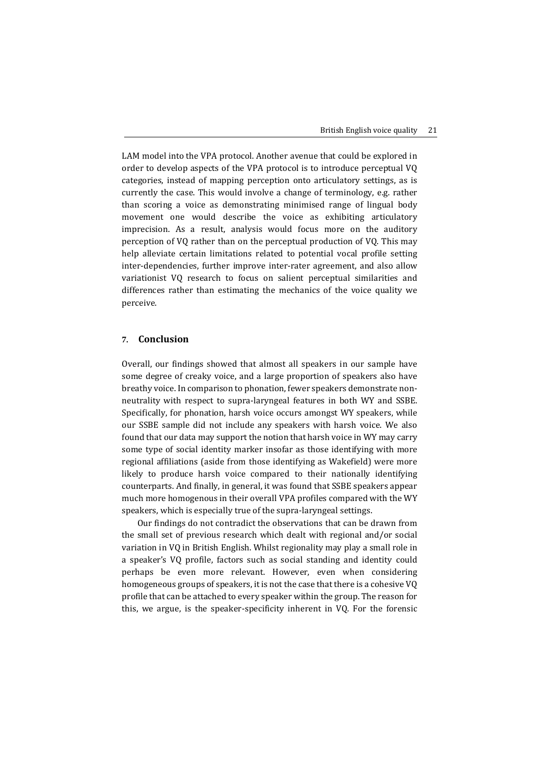LAM model into the VPA protocol. Another avenue that could be explored in order to develop aspects of the VPA protocol is to introduce perceptual VQ categories, instead of mapping perception onto articulatory settings, as is currently the case. This would involve a change of terminology, e.g. rather than scoring a voice as demonstrating minimised range of lingual body movement one would describe the voice as exhibiting articulatory imprecision. As a result, analysis would focus more on the auditory perception of VQ rather than on the perceptual production of VQ. This may help alleviate certain limitations related to potential vocal profile setting inter-dependencies, further improve inter-rater agreement, and also allow variationist VQ research to focus on salient perceptual similarities and differences rather than estimating the mechanics of the voice quality we perceive.

## 7. Conclusion

Overall, our findings showed that almost all speakers in our sample have some degree of creaky voice, and a large proportion of speakers also have breathy voice. In comparison to phonation, fewer speakers demonstrate non-neutrality with respect to supra-laryngeal features in both WY and SSBE. Specifically, for phonation, harsh voice occurs amongst WY speakers, while our SSBE sample did not include any speakers with harsh voice. We also found that our data may support the notion that harsh voice in WY may carry some type of social identity marker insofar as those identifying with more regional affiliations (aside from those identifying as Wakefield) were more likely to produce harsh voice compared to their nationally identifying counterparts. And finally, in general, it was found that SSBE speakers appear much more homogenous in their overall VPA profiles compared with the WY speakers, which is especially true of the supra-laryngeal settings.

Our findings do not contradict the observations that can be drawn from the small set of previous research which dealt with regional and/or social variation in VQ in British English. Whilst regionality may play a small role in a speaker's VQ profile, factors such as social standing and identity could perhaps be even more relevant. However, even when considering homogeneous groups of speakers, it is not the case that there is a cohesive VQ profile that can be attached to every speaker within the group. The reason for this, we argue, is the speaker-specificity inherent in VQ. For the forensic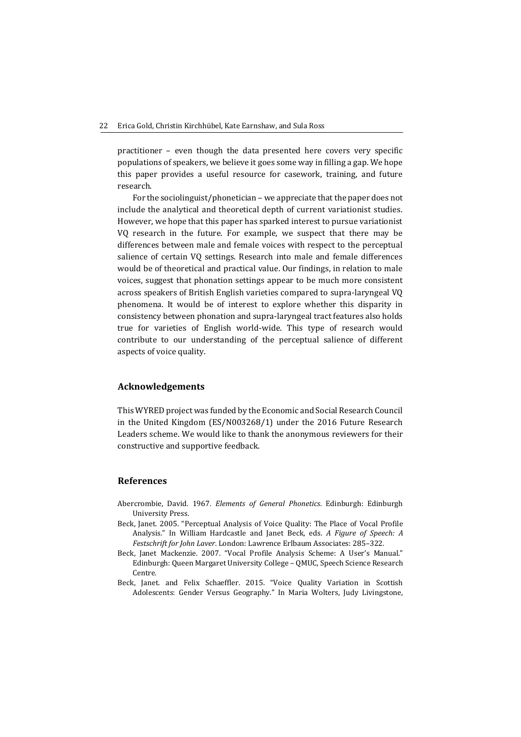practitioner – even though the data presented here covers very specific populations of speakers, we believe it goes some way in filling a gap. We hope this paper provides a useful resource for casework, training, and future research.

For the sociolinguist/phonetician – we appreciate that the paper does not include the analytical and theoretical depth of current variationist studies. However, we hope that this paper has sparked interest to pursue variationist VQ research in the future. For example, we suspect that there may be differences between male and female voices with respect to the perceptual salience of certain VQ settings. Research into male and female differences would be of theoretical and practical value. Our findings, in relation to male voices, suggest that phonation settings appear to be much more consistent across speakers of British English varieties compared to supra-laryngeal VQ phenomena. It would be of interest to explore whether this disparity in consistency between phonation and supra-laryngeal tract features also holds true for varieties of English world-wide. This type of research would contribute to our understanding of the perceptual salience of different aspects of voice quality.

## Acknowledgements

This WYRED project was funded by the Economic and Social Research Council in the United Kingdom (ES/N003268/1) under the 2016 Future Research Leaders scheme. We would like to thank the anonymous reviewers for their constructive and supportive feedback.

## References

Abercrombie, David. 1967. *Elements of General Phonetics*. Edinburgh: Edinburgh University Press.

Beck, Janet. 2005. "Perceptual Analysis of Voice Quality: The Place of Vocal Profile Analysis." In William Hardcastle and Janet Beck, eds. *A Figure of Speech: A Festschrift for John Laver*. London: Lawrence Erlbaum Associates: 285–322.

Beck, Janet Mackenzie. 2007. "Vocal Profile Analysis Scheme: A User's Manual." Edinburgh: Queen Margaret University College – QMUC, Speech Science Research Centre.

Beck, Janet. and Felix Schaeffler. 2015. "Voice Quality Variation in Scottish Adolescents: Gender Versus Geography." In Maria Wolters, Judy Livingstone,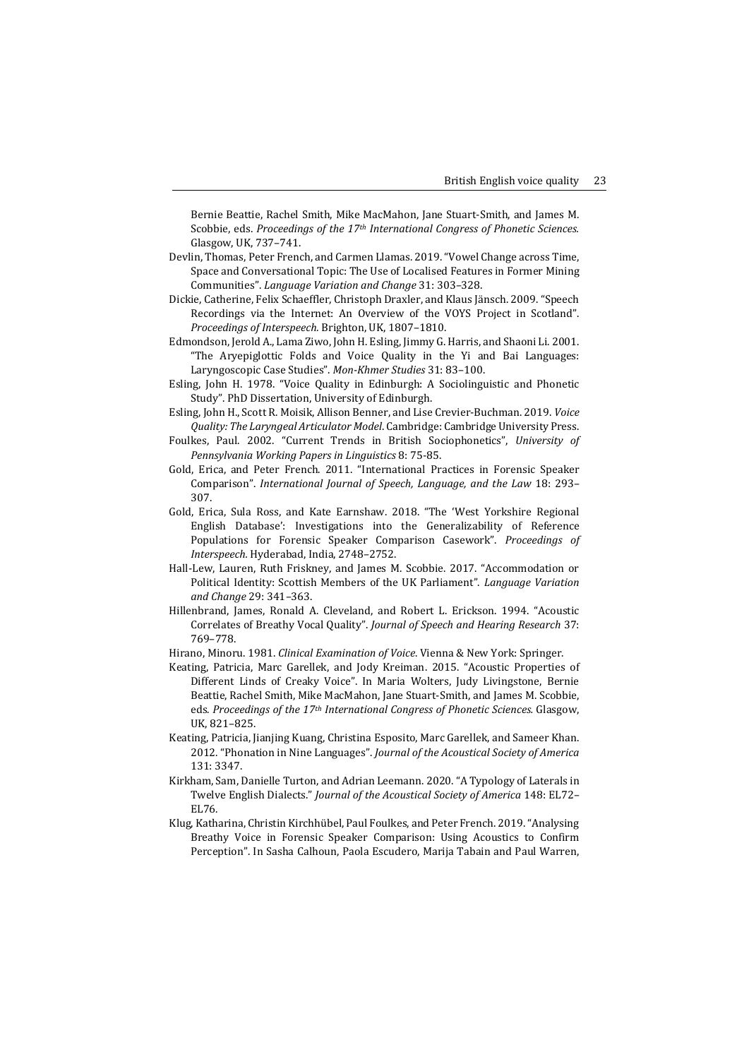Bernie Beattie, Rachel Smith, Mike MacMahon, Jane Stuart-Smith, and James M. Scobbie, eds. *Proceedings of the 17th International Congress of Phonetic Sciences.* Glasgow, UK, 737–741.

Devlin, Thomas, Peter French, and Carmen Llamas. 2019. "Vowel Change across Time, Space and Conversational Topic: The Use of Localised Features in Former Mining Communities". *Language Variation and Change* 31: 303–328.

Dickie, Catherine, Felix Schaeffler, Christoph Draxler, and Klaus Jänsch. 2009. "Speech Recordings via the Internet: An Overview of the VOYS Project in Scotland". *Proceedings of Interspeech.* Brighton, UK, 1807–1810.

Edmondson, Jerold A., Lama Ziwo, John H. Esling, Jimmy G. Harris, and Shaoni Li. 2001. "The Aryepiglottic Folds and Voice Quality in the Yi and Bai Languages: Laryngoscopic Case Studies". *Mon-Khmer Studies* 31: 83–100.

Esling, John H. 1978. "Voice Quality in Edinburgh: A Sociolinguistic and Phonetic Study". PhD Dissertation, University of Edinburgh.

Esling, John H., Scott R. Moisik, Allison Benner, and Lise Crevier-Buchman. 2019. *Voice Quality: The Laryngeal Articulator Model*. Cambridge: Cambridge University Press.

Foulkes, Paul. 2002. "Current Trends in British Sociophonetics", *University of Pennsylvania Working Papers in Linguistics* 8: 75-85.

Gold, Erica, and Peter French. 2011. "International Practices in Forensic Speaker Comparison". *International Journal of Speech, Language, and the Law* 18: 293–307.

Gold, Erica, Sula Ross, and Kate Earnshaw. 2018. "The 'West Yorkshire Regional English Database': Investigations into the Generalizability of Reference Populations for Forensic Speaker Comparison Casework". *Proceedings of Interspeech.* Hyderabad, India, 2748–2752.

Hall-Lew, Lauren, Ruth Friskney, and James M. Scobbie. 2017. "Accommodation or Political Identity: Scottish Members of the UK Parliament". *Language Variation and Change* 29: 341–363.

Hillenbrand, James, Ronald A. Cleveland, and Robert L. Erickson. 1994. "Acoustic Correlates of Breathy Vocal Quality". *Journal of Speech and Hearing Research* 37: 769–778.

Hirano, Minoru. 1981. *Clinical Examination of Voice*. Vienna & New York: Springer.

Keating, Patricia, Marc Garellek, and Jody Kreiman. 2015. "Acoustic Properties of Different Linds of Creaky Voice". In Maria Wolters, Judy Livingstone, Bernie Beattie, Rachel Smith, Mike MacMahon, Jane Stuart-Smith, and James M. Scobbie, eds. *Proceedings of the 17th International Congress of Phonetic Sciences.* Glasgow, UK, 821–825.

Keating, Patricia, Jianjing Kuang, Christina Esposito, Marc Garellek, and Sameer Khan. 2012. "Phonation in Nine Languages". *Journal of the Acoustical Society of America* 131: 3347.

Kirkham, Sam, Danielle Turton, and Adrian Leemann. 2020. "A Typology of Laterals in Twelve English Dialects." *Journal of the Acoustical Society of America* 148: EL72–EL76.

Klug, Katharina, Christin Kirchhübel, Paul Foulkes, and Peter French. 2019. "Analysing Breathy Voice in Forensic Speaker Comparison: Using Acoustics to Confirm Perception". In Sasha Calhoun, Paola Escudero, Marija Tabain and Paul Warren,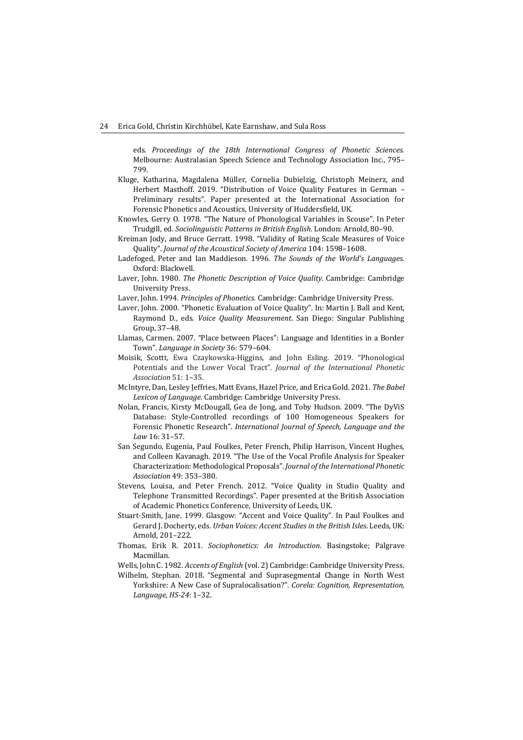eds. *Proceedings of the 18th International Congress of Phonetic Sciences.* Melbourne: Australasian Speech Science and Technology Association Inc., 795–799.

Kluge, Katharina, Magdalena Müller, Cornelia Dubielzig, Christoph Meinerz, and Herbert Masthoff. 2019. "Distribution of Voice Quality Features in German – Preliminary results". Paper presented at the International Association for Forensic Phonetics and Acoustics, University of Huddersfield, UK.

Knowles, Gerry O. 1978. "The Nature of Phonological Variables in Scouse". In Peter Trudgill, ed. *Sociolinguistic Patterns in British English*. London: Arnold, 80–90.

Kreiman Jody, and Bruce Gerratt. 1998. "Validity of Rating Scale Measures of Voice Quality". *Journal of the Acoustical Society of America* 104: 1598–1608.

Ladefoged, Peter and Ian Maddieson. 1996. *The Sounds of the World's Languages.* Oxford: Blackwell.

Laver, John. 1980. *The Phonetic Description of Voice Quality*. Cambridge: Cambridge University Press.

Laver, John. 1994. *Principles of Phonetics*. Cambridge: Cambridge University Press.

Laver, John. 2000. "Phonetic Evaluation of Voice Quality". In: Martin J. Ball and Kent, Raymond D., eds. *Voice Quality Measurement*. San Diego: Singular Publishing Group, 37–48.

Llamas, Carmen. 2007. "Place between Places": Language and Identities in a Border Town". *Language in Society* 36: 579–604.

Moisik, Scottt, Ewa Czaykowska-Higgins, and John Esling. 2019. "Phonological Potentials and the Lower Vocal Tract". *Journal of the International Phonetic Association* 51: 1–35.

McIntyre, Dan, Lesley Jeffries, Matt Evans, Hazel Price, and Erica Gold. 2021. *The Babel Lexicon of Language*. Cambridge: Cambridge University Press.

Nolan, Francis, Kirsty McDougall, Gea de Jong, and Toby Hudson. 2009. "The DyViS Database: Style-Controlled recordings of 100 Homogeneous Speakers for Forensic Phonetic Research". *International Journal of Speech, Language and the Law* 16: 31–57.

San Segundo, Eugenia, Paul Foulkes, Peter French, Philip Harrison, Vincent Hughes, and Colleen Kavanagh. 2019. "The Use of the Vocal Profile Analysis for Speaker Characterization: Methodological Proposals". *Journal of the International Phonetic Association* 49: 353–380.

Stevens, Louisa, and Peter French. 2012. "Voice Quality in Studio Quality and Telephone Transmitted Recordings". Paper presented at the British Association of Academic Phonetics Conference, University of Leeds, UK.

Stuart-Smith, Jane. 1999. Glasgow: "Accent and Voice Quality". In Paul Foulkes and Gerard J. Docherty, eds. *Urban Voices: Accent Studies in the British Isles*. Leeds, UK: Arnold, 201–222.

Thomas, Erik R. 2011. *Sociophonetics: An Introduction*. Basingstoke; Palgrave Macmillan.

Wells, John C. 1982. *Accents of English* (vol. 2) Cambridge: Cambridge University Press.

Wilhelm, Stephan. 2018. "Segmental and Suprasegmental Change in North West Yorkshire: A New Case of Supralocalisation?". *Corela: Cognition, Representation, Language, HS-24*: 1–32.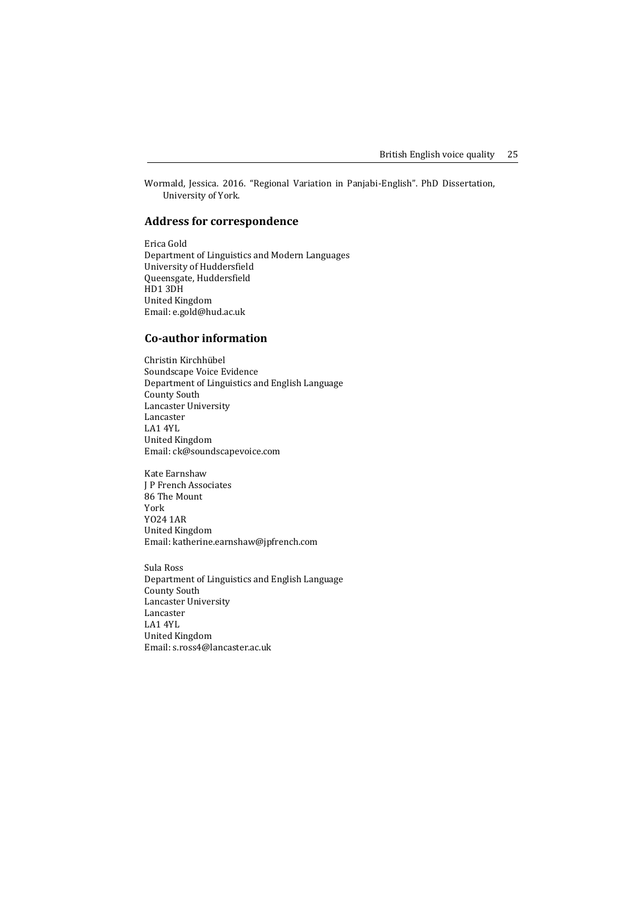Wormald, Jessica. 2016. "Regional Variation in Panjabi-English". PhD Dissertation, University of York.

## Address for correspondence

Erica Gold
Department of Linguistics and Modern Languages
University of Huddersfield
Queensgate, Huddersfield
HD1 3DH
United Kingdom
Email: e.gold@hud.ac.uk

## Co-author information

Christin Kirchhübel
Soundscape Voice Evidence
Department of Linguistics and English Language
County South
Lancaster University
Lancaster
LA1 4YL
United Kingdom
Email: ck@soundscapevoice.com

Kate Earnshaw
J P French Associates
86 The Mount
York
YO24 1AR
United Kingdom
Email: katherine.earnshaw@jpfrench.com

Sula Ross
Department of Linguistics and English Language
County South
Lancaster University
Lancaster
LA1 4YL
United Kingdom
Email: s.ross4@lancaster.ac.uk